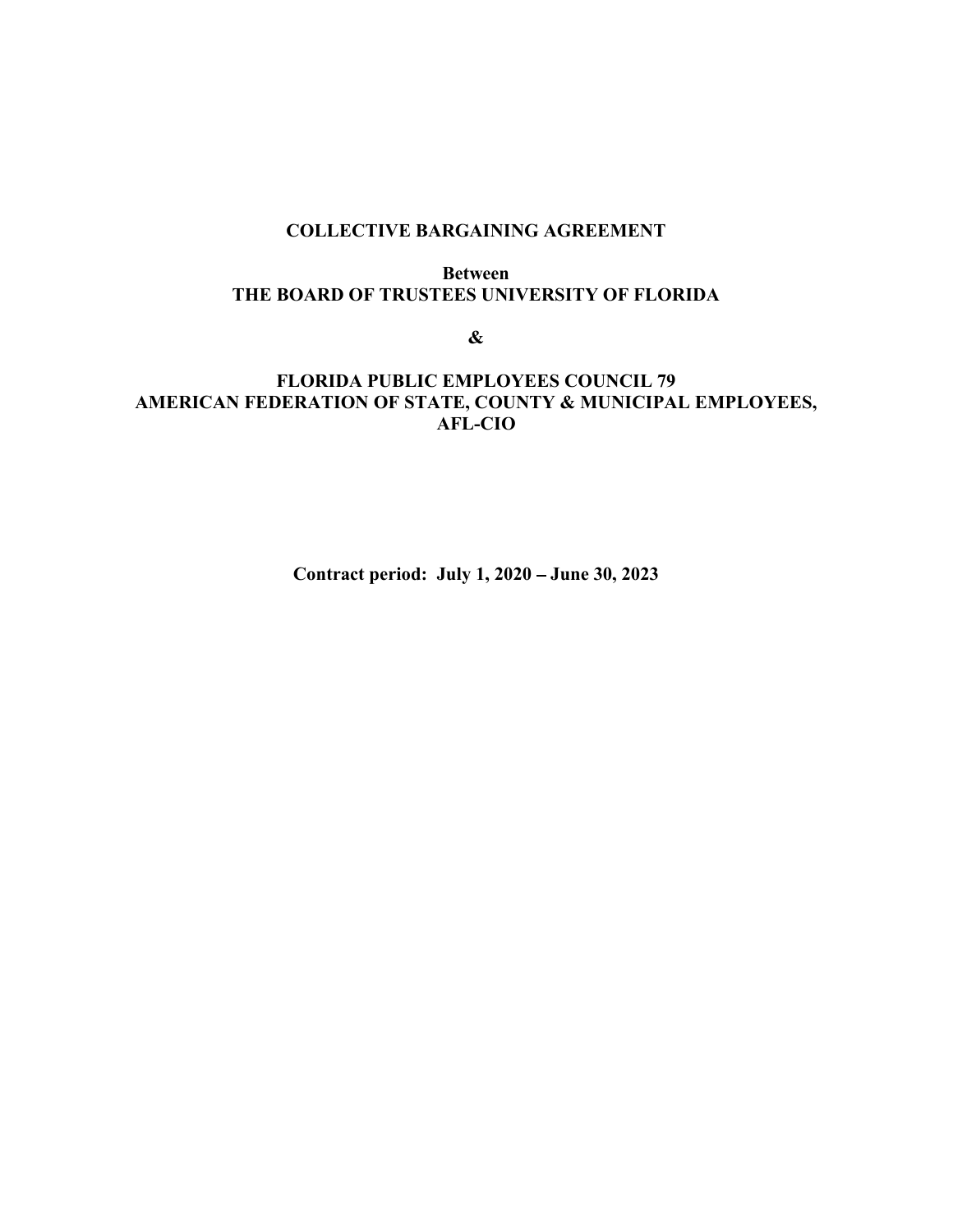# COLLECTIVE BARGAINING AGREEMENT

**Between**
**THE BOARD OF TRUSTEES UNIVERSITY OF FLORIDA**

**&**

**FLORIDA PUBLIC EMPLOYEES COUNCIL 79**
**AMERICAN FEDERATION OF STATE, COUNTY & MUNICIPAL EMPLOYEES, AFL-CIO**

**Contract period: July 1, 2020 – June 30, 2023**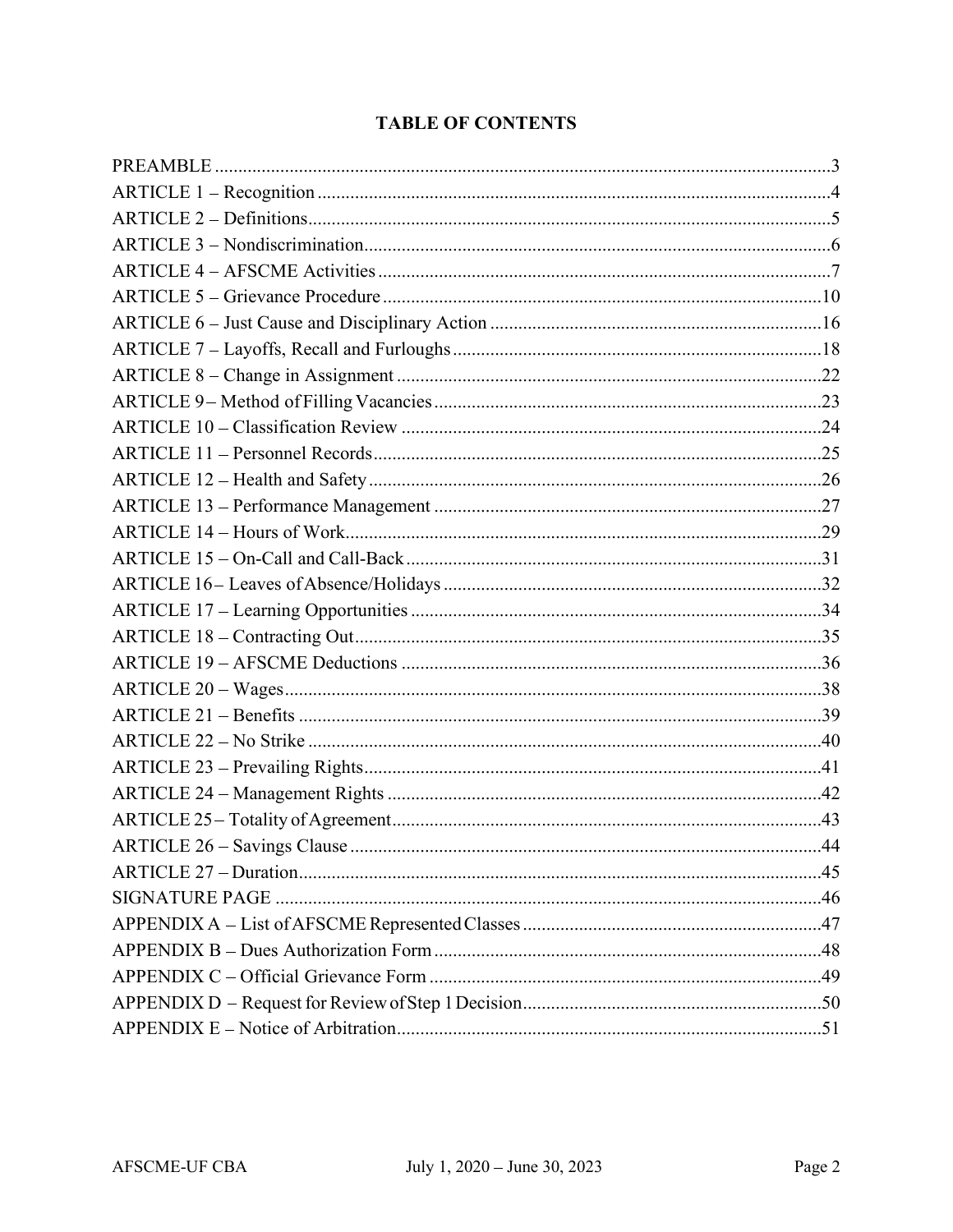## TABLE OF CONTENTS

| | |
|---|---|
| PREAMBLE | 3 |
| ARTICLE 1 – Recognition | 4 |
| ARTICLE 2 – Definitions | 5 |
| ARTICLE 3 – Nondiscrimination | 6 |
| ARTICLE 4 – AFSCME Activities | 7 |
| ARTICLE 5 – Grievance Procedure | 10 |
| ARTICLE 6 – Just Cause and Disciplinary Action | 16 |
| ARTICLE 7 – Layoffs, Recall and Furloughs | 18 |
| ARTICLE 8 – Change in Assignment | 22 |
| ARTICLE 9 – Method of Filling Vacancies | 23 |
| ARTICLE 10 – Classification Review | 24 |
| ARTICLE 11 – Personnel Records | 25 |
| ARTICLE 12 – Health and Safety | 26 |
| ARTICLE 13 – Performance Management | 27 |
| ARTICLE 14 – Hours of Work | 29 |
| ARTICLE 15 – On-Call and Call-Back | 31 |
| ARTICLE 16 – Leaves of Absence/Holidays | 32 |
| ARTICLE 17 – Learning Opportunities | 34 |
| ARTICLE 18 – Contracting Out | 35 |
| ARTICLE 19 – AFSCME Deductions | 36 |
| ARTICLE 20 – Wages | 38 |
| ARTICLE 21 – Benefits | 39 |
| ARTICLE 22 – No Strike | 40 |
| ARTICLE 23 – Prevailing Rights | 41 |
| ARTICLE 24 – Management Rights | 42 |
| ARTICLE 25 – Totality of Agreement | 43 |
| ARTICLE 26 – Savings Clause | 44 |
| ARTICLE 27 – Duration | 45 |
| SIGNATURE PAGE | 46 |
| APPENDIX A – List of AFSCME Represented Classes | 47 |
| APPENDIX B – Dues Authorization Form | 48 |
| APPENDIX C – Official Grievance Form | 49 |
| APPENDIX D – Request for Review of Step 1 Decision | 50 |
| APPENDIX E – Notice of Arbitration | 51 |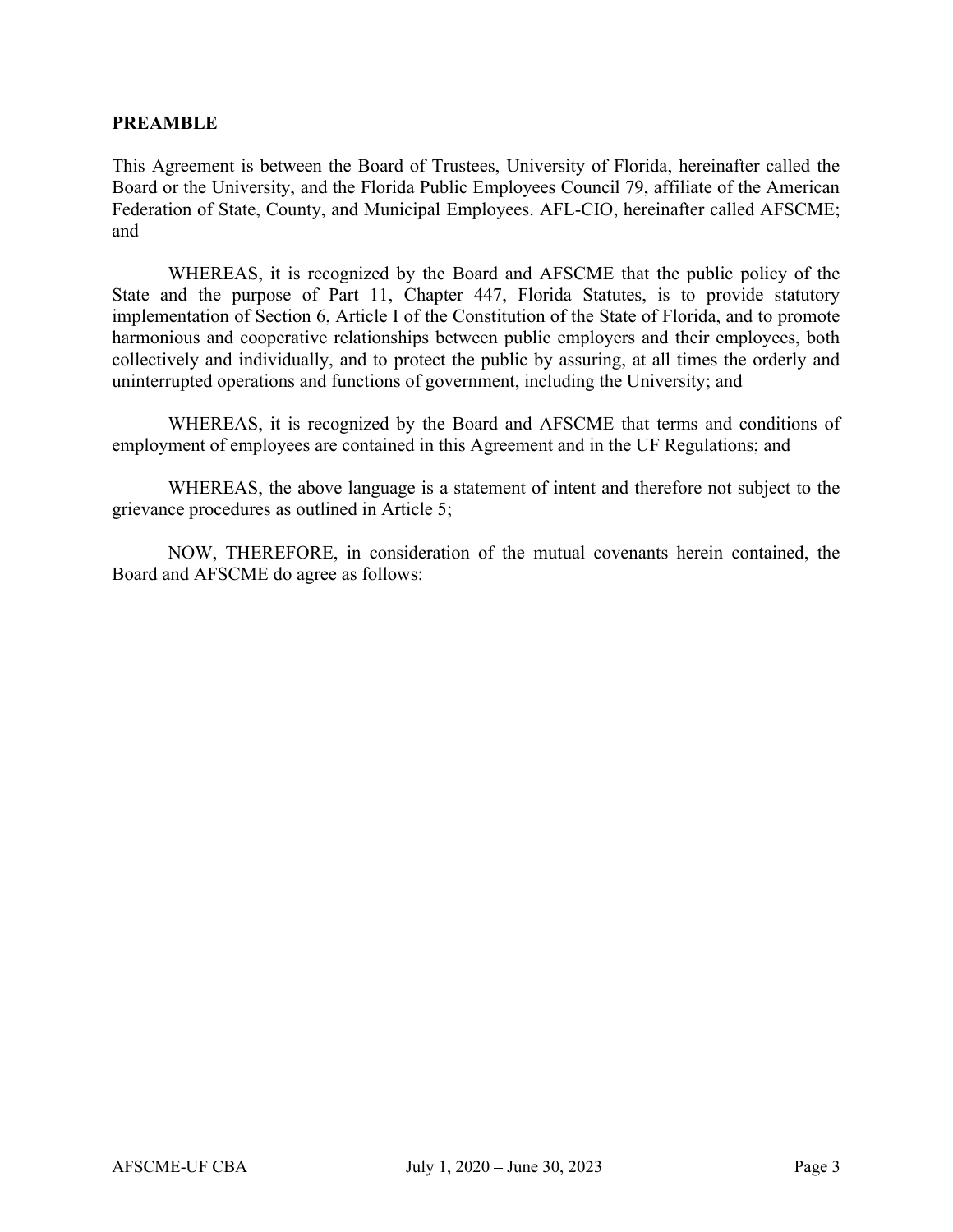## PREAMBLE

This Agreement is between the Board of Trustees, University of Florida, hereinafter called the Board or the University, and the Florida Public Employees Council 79, affiliate of the American Federation of State, County, and Municipal Employees. AFL-CIO, hereinafter called AFSCME; and

WHEREAS, it is recognized by the Board and AFSCME that the public policy of the State and the purpose of Part 11, Chapter 447, Florida Statutes, is to provide statutory implementation of Section 6, Article I of the Constitution of the State of Florida, and to promote harmonious and cooperative relationships between public employers and their employees, both collectively and individually, and to protect the public by assuring, at all times the orderly and uninterrupted operations and functions of government, including the University; and

WHEREAS, it is recognized by the Board and AFSCME that terms and conditions of employment of employees are contained in this Agreement and in the UF Regulations; and

WHEREAS, the above language is a statement of intent and therefore not subject to the grievance procedures as outlined in Article 5;

NOW, THEREFORE, in consideration of the mutual covenants herein contained, the Board and AFSCME do agree as follows: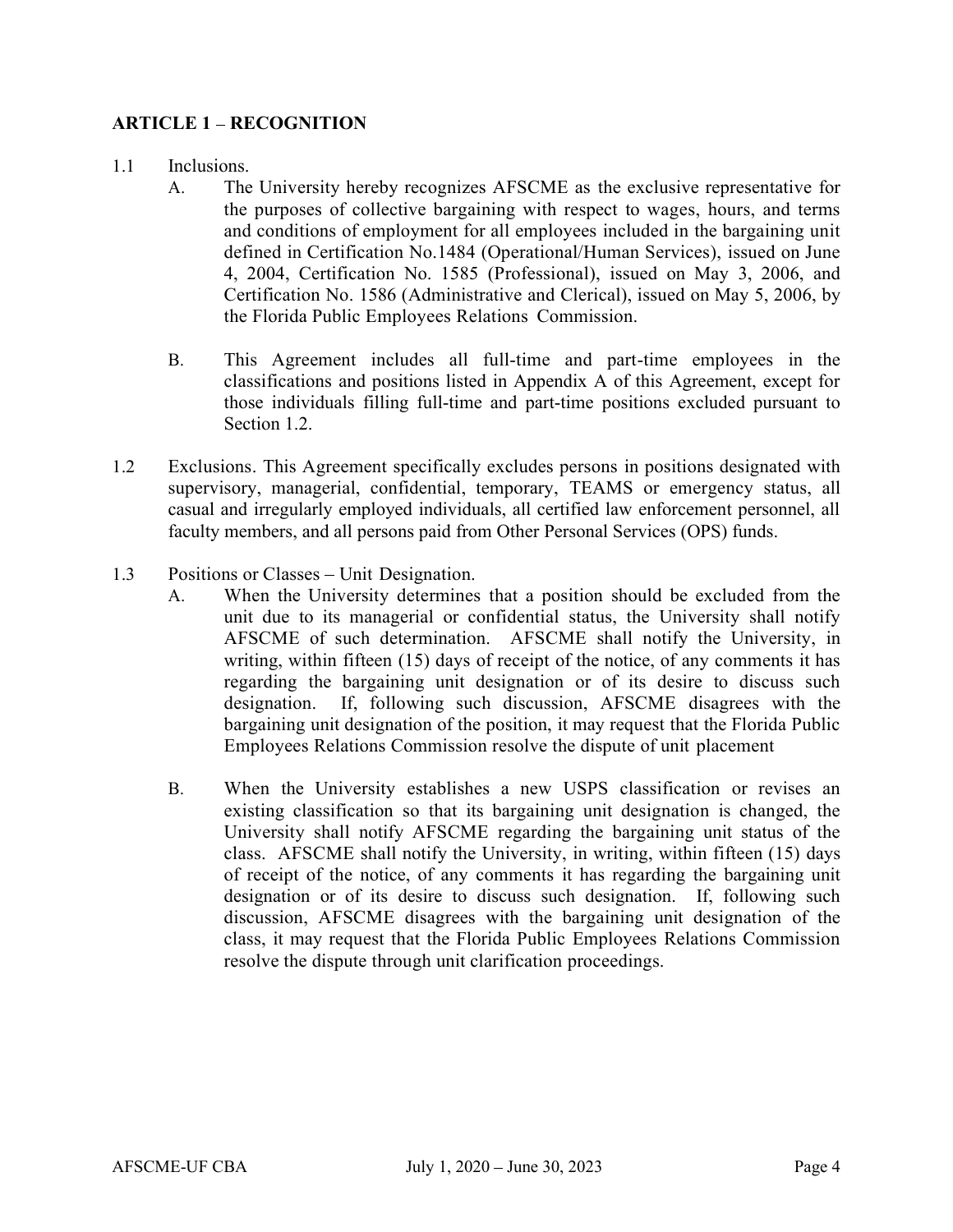## ARTICLE 1 – RECOGNITION

1.1 Inclusions.

A. The University hereby recognizes AFSCME as the exclusive representative for the purposes of collective bargaining with respect to wages, hours, and terms and conditions of employment for all employees included in the bargaining unit defined in Certification No.1484 (Operational/Human Services), issued on June 4, 2004, Certification No. 1585 (Professional), issued on May 3, 2006, and Certification No. 1586 (Administrative and Clerical), issued on May 5, 2006, by the Florida Public Employees Relations Commission.

B. This Agreement includes all full-time and part-time employees in the classifications and positions listed in Appendix A of this Agreement, except for those individuals filling full-time and part-time positions excluded pursuant to Section 1.2.

1.2 Exclusions. This Agreement specifically excludes persons in positions designated with supervisory, managerial, confidential, temporary, TEAMS or emergency status, all casual and irregularly employed individuals, all certified law enforcement personnel, all faculty members, and all persons paid from Other Personal Services (OPS) funds.

1.3 Positions or Classes – Unit Designation.

A. When the University determines that a position should be excluded from the unit due to its managerial or confidential status, the University shall notify AFSCME of such determination. AFSCME shall notify the University, in writing, within fifteen (15) days of receipt of the notice, of any comments it has regarding the bargaining unit designation or of its desire to discuss such designation. If, following such discussion, AFSCME disagrees with the bargaining unit designation of the position, it may request that the Florida Public Employees Relations Commission resolve the dispute of unit placement

B. When the University establishes a new USPS classification or revises an existing classification so that its bargaining unit designation is changed, the University shall notify AFSCME regarding the bargaining unit status of the class. AFSCME shall notify the University, in writing, within fifteen (15) days of receipt of the notice, of any comments it has regarding the bargaining unit designation or of its desire to discuss such designation. If, following such discussion, AFSCME disagrees with the bargaining unit designation of the class, it may request that the Florida Public Employees Relations Commission resolve the dispute through unit clarification proceedings.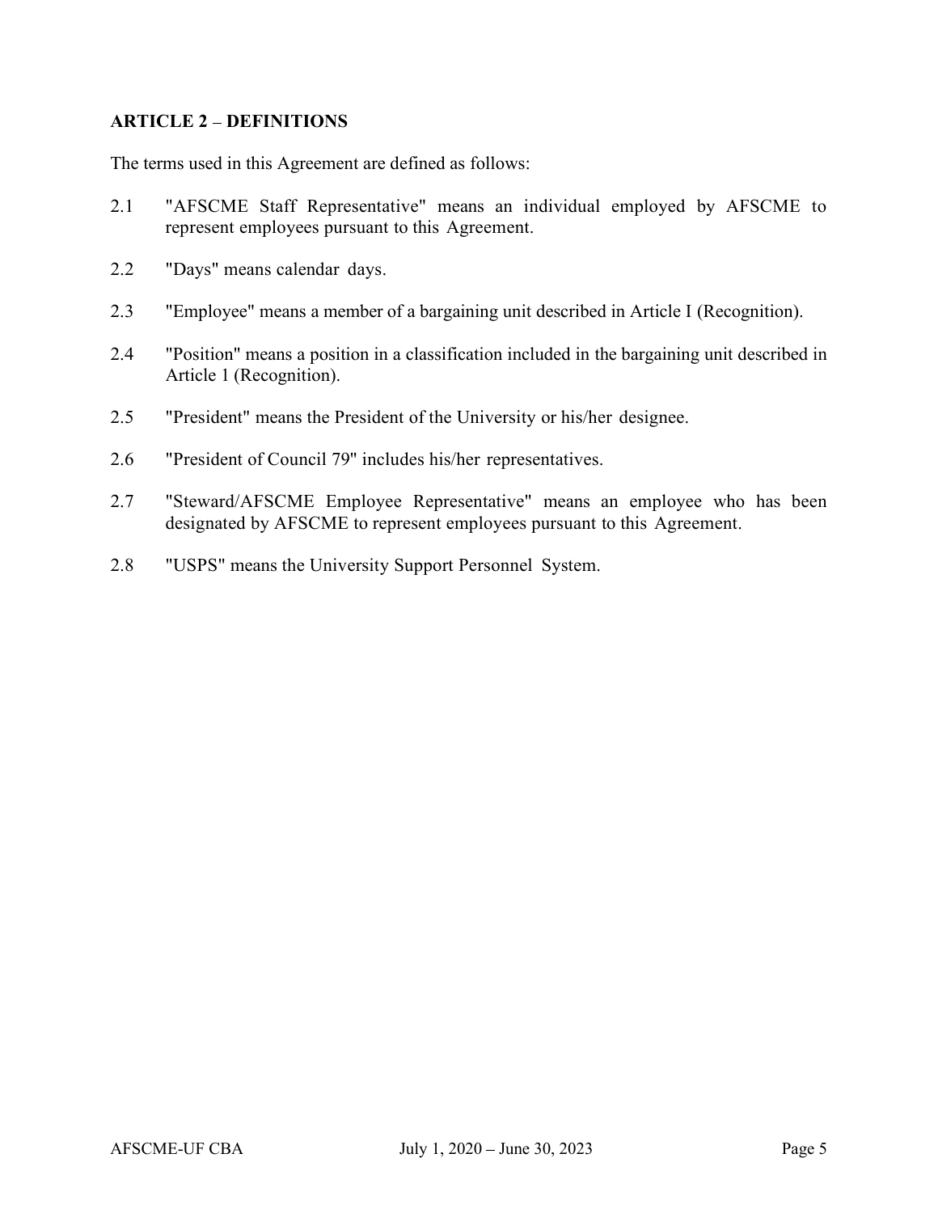## ARTICLE 2 – DEFINITIONS

The terms used in this Agreement are defined as follows:

2.1 "AFSCME Staff Representative" means an individual employed by AFSCME to represent employees pursuant to this Agreement.

2.2 "Days" means calendar days.

2.3 "Employee" means a member of a bargaining unit described in Article I (Recognition).

2.4 "Position" means a position in a classification included in the bargaining unit described in Article 1 (Recognition).

2.5 "President" means the President of the University or his/her designee.

2.6 "President of Council 79" includes his/her representatives.

2.7 "Steward/AFSCME Employee Representative" means an employee who has been designated by AFSCME to represent employees pursuant to this Agreement.

2.8 "USPS" means the University Support Personnel System.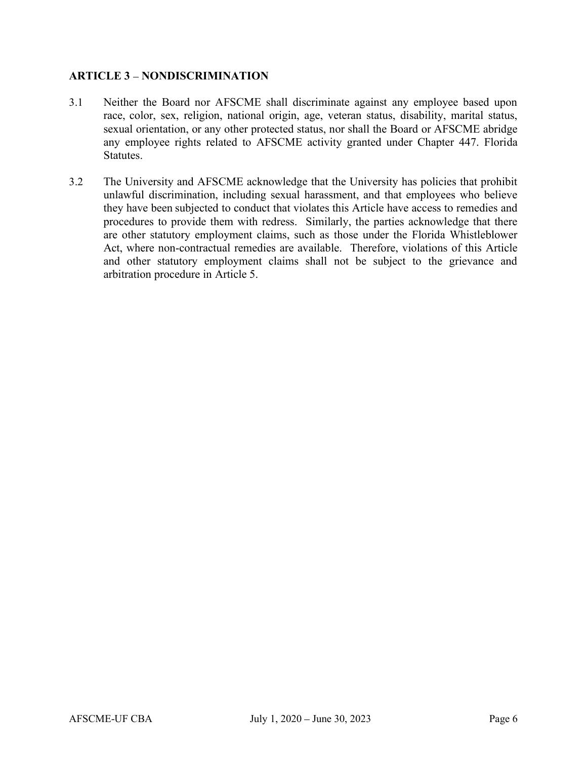## ARTICLE 3 – NONDISCRIMINATION

3.1 Neither the Board nor AFSCME shall discriminate against any employee based upon race, color, sex, religion, national origin, age, veteran status, disability, marital status, sexual orientation, or any other protected status, nor shall the Board or AFSCME abridge any employee rights related to AFSCME activity granted under Chapter 447. Florida Statutes.

3.2 The University and AFSCME acknowledge that the University has policies that prohibit unlawful discrimination, including sexual harassment, and that employees who believe they have been subjected to conduct that violates this Article have access to remedies and procedures to provide them with redress. Similarly, the parties acknowledge that there are other statutory employment claims, such as those under the Florida Whistleblower Act, where non-contractual remedies are available. Therefore, violations of this Article and other statutory employment claims shall not be subject to the grievance and arbitration procedure in Article 5.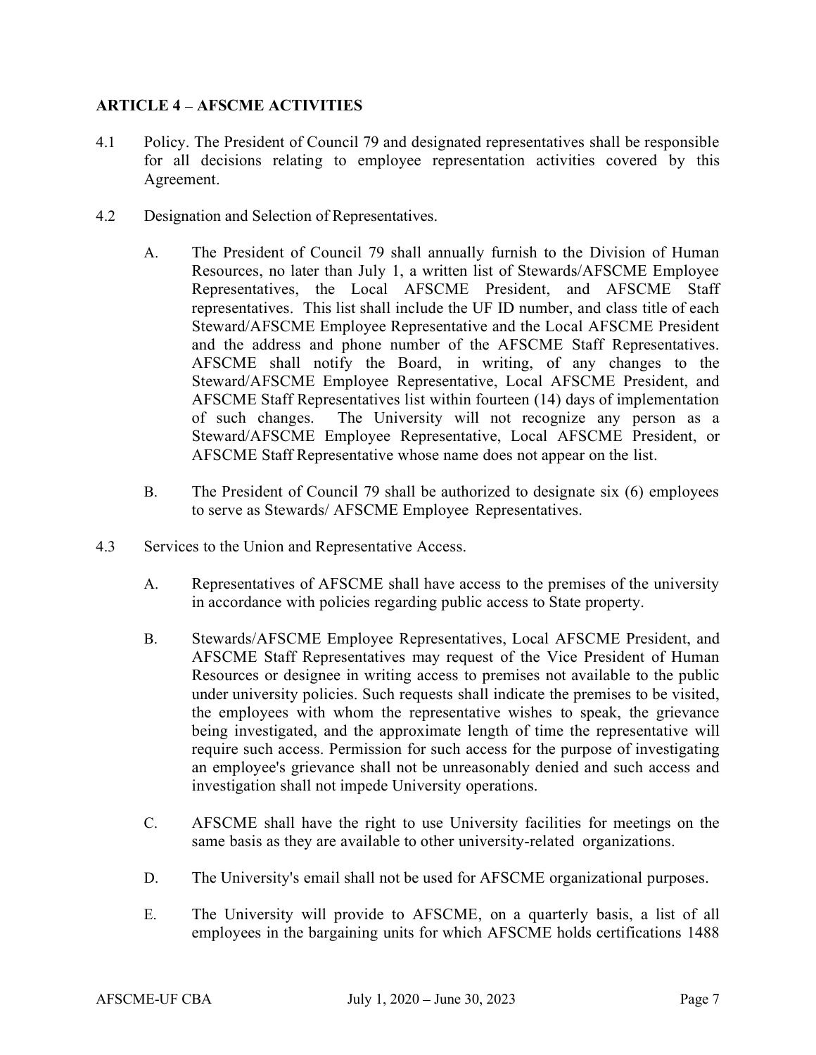### ARTICLE 4 – AFSCME ACTIVITIES

4.1 Policy. The President of Council 79 and designated representatives shall be responsible for all decisions relating to employee representation activities covered by this Agreement.

4.2 Designation and Selection of Representatives.

A. The President of Council 79 shall annually furnish to the Division of Human Resources, no later than July 1, a written list of Stewards/AFSCME Employee Representatives, the Local AFSCME President, and AFSCME Staff representatives. This list shall include the UF ID number, and class title of each Steward/AFSCME Employee Representative and the Local AFSCME President and the address and phone number of the AFSCME Staff Representatives. AFSCME shall notify the Board, in writing, of any changes to the Steward/AFSCME Employee Representative, Local AFSCME President, and AFSCME Staff Representatives list within fourteen (14) days of implementation of such changes. The University will not recognize any person as a Steward/AFSCME Employee Representative, Local AFSCME President, or AFSCME Staff Representative whose name does not appear on the list.

B. The President of Council 79 shall be authorized to designate six (6) employees to serve as Stewards/ AFSCME Employee Representatives.

4.3 Services to the Union and Representative Access.

A. Representatives of AFSCME shall have access to the premises of the university in accordance with policies regarding public access to State property.

B. Stewards/AFSCME Employee Representatives, Local AFSCME President, and AFSCME Staff Representatives may request of the Vice President of Human Resources or designee in writing access to premises not available to the public under university policies. Such requests shall indicate the premises to be visited, the employees with whom the representative wishes to speak, the grievance being investigated, and the approximate length of time the representative will require such access. Permission for such access for the purpose of investigating an employee's grievance shall not be unreasonably denied and such access and investigation shall not impede University operations.

C. AFSCME shall have the right to use University facilities for meetings on the same basis as they are available to other university-related organizations.

D. The University's email shall not be used for AFSCME organizational purposes.

E. The University will provide to AFSCME, on a quarterly basis, a list of all employees in the bargaining units for which AFSCME holds certifications 1488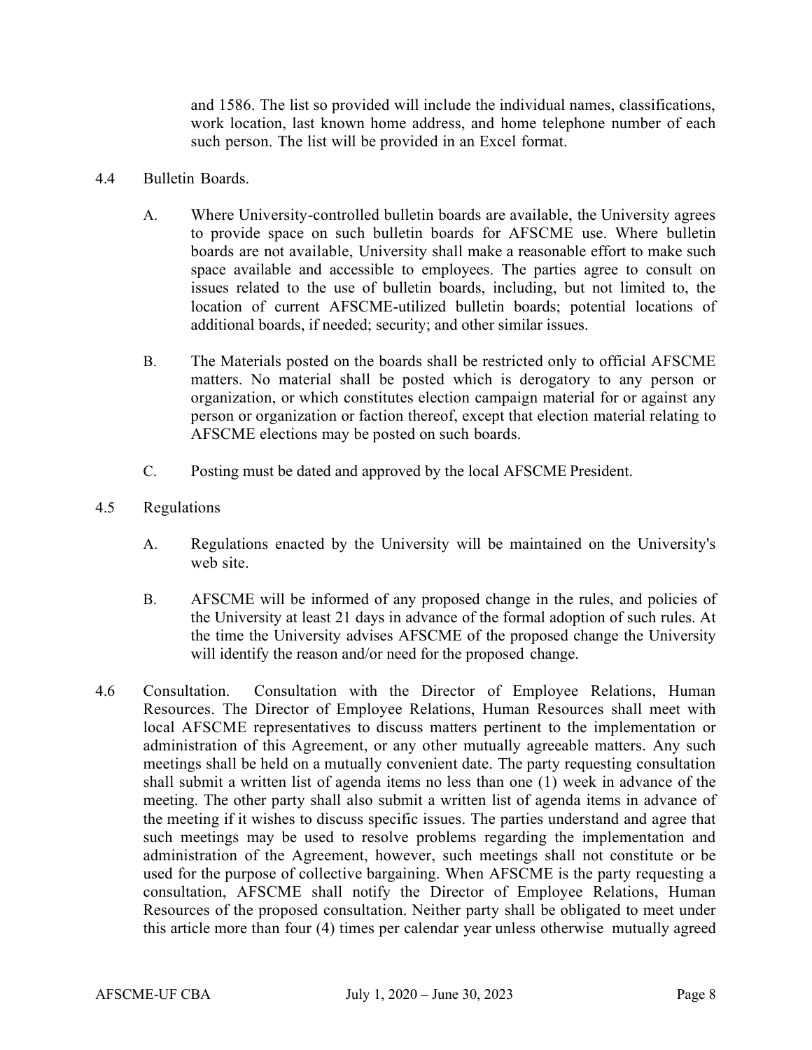and 1586. The list so provided will include the individual names, classifications, work location, last known home address, and home telephone number of each such person. The list will be provided in an Excel format.

4.4 Bulletin Boards.

A. Where University-controlled bulletin boards are available, the University agrees to provide space on such bulletin boards for AFSCME use. Where bulletin boards are not available, University shall make a reasonable effort to make such space available and accessible to employees. The parties agree to consult on issues related to the use of bulletin boards, including, but not limited to, the location of current AFSCME-utilized bulletin boards; potential locations of additional boards, if needed; security; and other similar issues.

B. The Materials posted on the boards shall be restricted only to official AFSCME matters. No material shall be posted which is derogatory to any person or organization, or which constitutes election campaign material for or against any person or organization or faction thereof, except that election material relating to AFSCME elections may be posted on such boards.

C. Posting must be dated and approved by the local AFSCME President.

4.5 Regulations

A. Regulations enacted by the University will be maintained on the University's web site.

B. AFSCME will be informed of any proposed change in the rules, and policies of the University at least 21 days in advance of the formal adoption of such rules. At the time the University advises AFSCME of the proposed change the University will identify the reason and/or need for the proposed change.

4.6 Consultation. Consultation with the Director of Employee Relations, Human Resources. The Director of Employee Relations, Human Resources shall meet with local AFSCME representatives to discuss matters pertinent to the implementation or administration of this Agreement, or any other mutually agreeable matters. Any such meetings shall be held on a mutually convenient date. The party requesting consultation shall submit a written list of agenda items no less than one (1) week in advance of the meeting. The other party shall also submit a written list of agenda items in advance of the meeting if it wishes to discuss specific issues. The parties understand and agree that such meetings may be used to resolve problems regarding the implementation and administration of the Agreement, however, such meetings shall not constitute or be used for the purpose of collective bargaining. When AFSCME is the party requesting a consultation, AFSCME shall notify the Director of Employee Relations, Human Resources of the proposed consultation. Neither party shall be obligated to meet under this article more than four (4) times per calendar year unless otherwise mutually agreed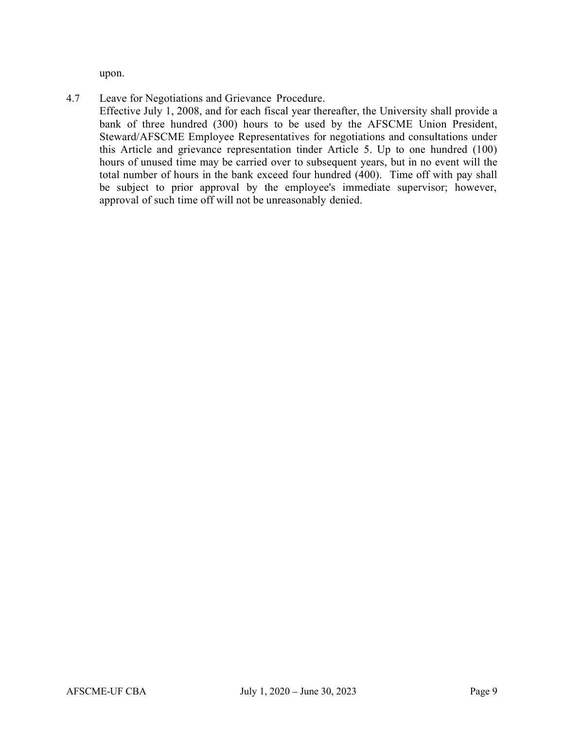upon.

4.7 Leave for Negotiations and Grievance Procedure.

Effective July 1, 2008, and for each fiscal year thereafter, the University shall provide a bank of three hundred (300) hours to be used by the AFSCME Union President, Steward/AFSCME Employee Representatives for negotiations and consultations under this Article and grievance representation tinder Article 5. Up to one hundred (100) hours of unused time may be carried over to subsequent years, but in no event will the total number of hours in the bank exceed four hundred (400). Time off with pay shall be subject to prior approval by the employee's immediate supervisor; however, approval of such time off will not be unreasonably denied.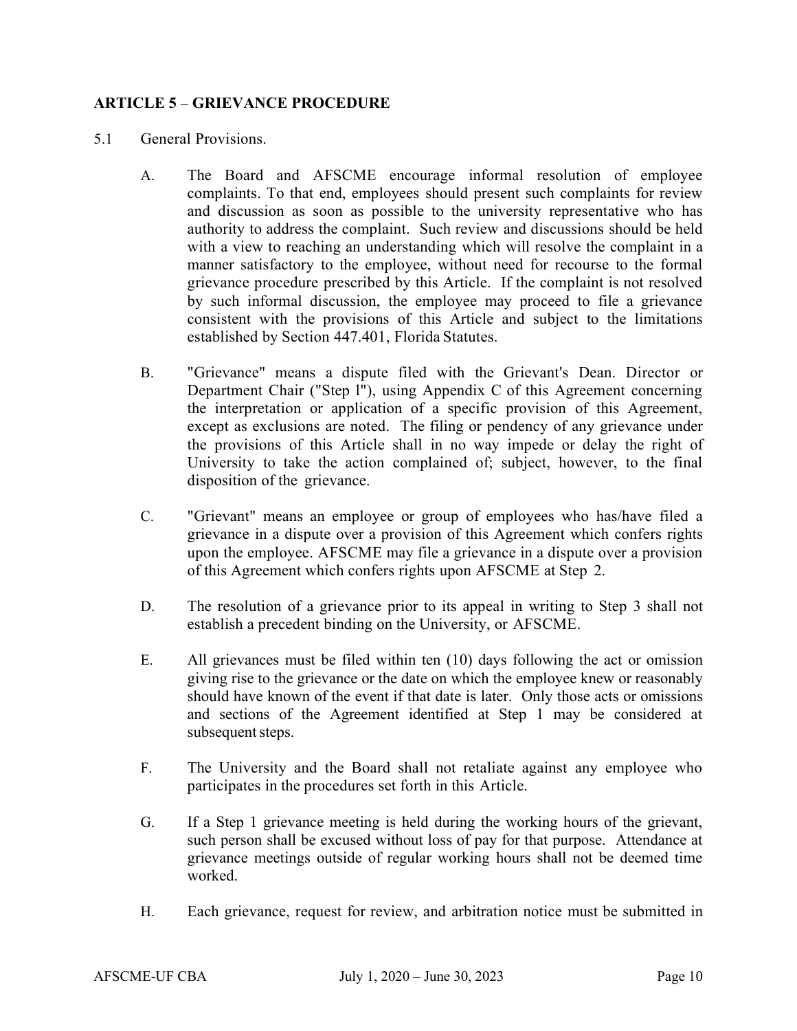## ARTICLE 5 – GRIEVANCE PROCEDURE

5.1 General Provisions.

A. The Board and AFSCME encourage informal resolution of employee complaints. To that end, employees should present such complaints for review and discussion as soon as possible to the university representative who has authority to address the complaint. Such review and discussions should be held with a view to reaching an understanding which will resolve the complaint in a manner satisfactory to the employee, without need for recourse to the formal grievance procedure prescribed by this Article. If the complaint is not resolved by such informal discussion, the employee may proceed to file a grievance consistent with the provisions of this Article and subject to the limitations established by Section 447.401, Florida Statutes.

B. "Grievance" means a dispute filed with the Grievant's Dean. Director or Department Chair ("Step l"), using Appendix C of this Agreement concerning the interpretation or application of a specific provision of this Agreement, except as exclusions are noted. The filing or pendency of any grievance under the provisions of this Article shall in no way impede or delay the right of University to take the action complained of; subject, however, to the final disposition of the grievance.

C. "Grievant" means an employee or group of employees who has/have filed a grievance in a dispute over a provision of this Agreement which confers rights upon the employee. AFSCME may file a grievance in a dispute over a provision of this Agreement which confers rights upon AFSCME at Step 2.

D. The resolution of a grievance prior to its appeal in writing to Step 3 shall not establish a precedent binding on the University, or AFSCME.

E. All grievances must be filed within ten (10) days following the act or omission giving rise to the grievance or the date on which the employee knew or reasonably should have known of the event if that date is later. Only those acts or omissions and sections of the Agreement identified at Step 1 may be considered at subsequent steps.

F. The University and the Board shall not retaliate against any employee who participates in the procedures set forth in this Article.

G. If a Step 1 grievance meeting is held during the working hours of the grievant, such person shall be excused without loss of pay for that purpose. Attendance at grievance meetings outside of regular working hours shall not be deemed time worked.

H. Each grievance, request for review, and arbitration notice must be submitted in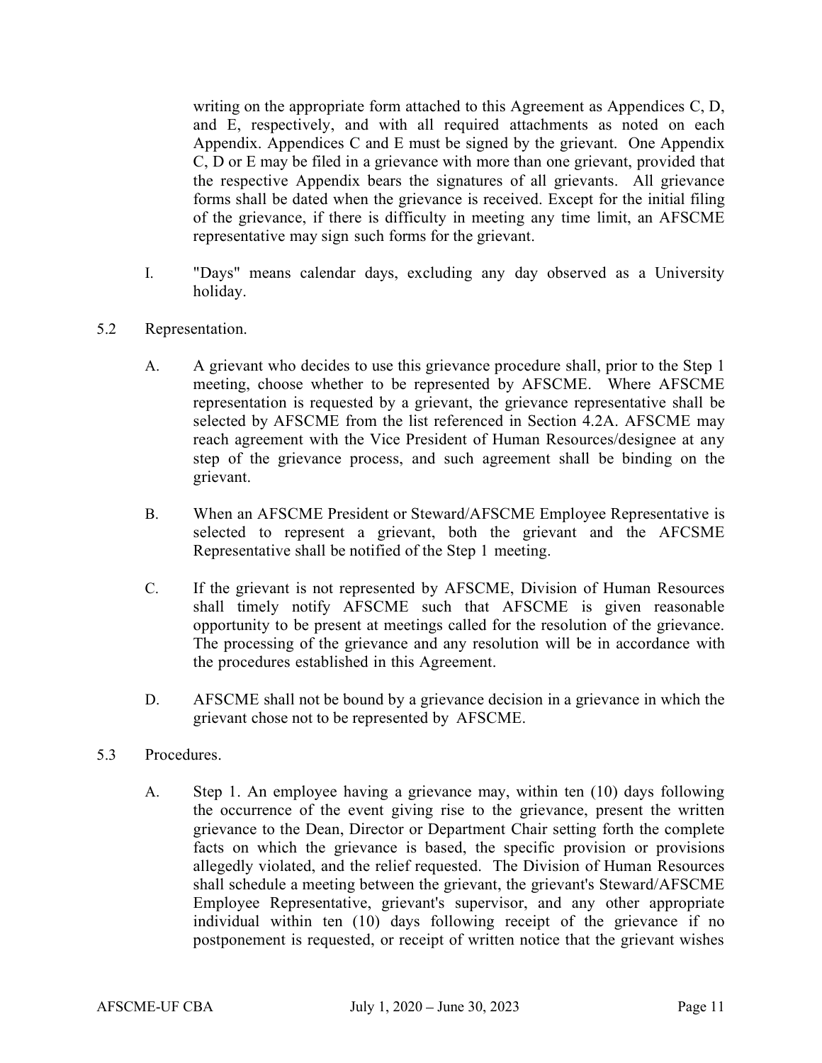writing on the appropriate form attached to this Agreement as Appendices C, D, and E, respectively, and with all required attachments as noted on each Appendix. Appendices C and E must be signed by the grievant. One Appendix C, D or E may be filed in a grievance with more than one grievant, provided that the respective Appendix bears the signatures of all grievants. All grievance forms shall be dated when the grievance is received. Except for the initial filing of the grievance, if there is difficulty in meeting any time limit, an AFSCME representative may sign such forms for the grievant.

I. "Days" means calendar days, excluding any day observed as a University holiday.

5.2 Representation.

A. A grievant who decides to use this grievance procedure shall, prior to the Step 1 meeting, choose whether to be represented by AFSCME. Where AFSCME representation is requested by a grievant, the grievance representative shall be selected by AFSCME from the list referenced in Section 4.2A. AFSCME may reach agreement with the Vice President of Human Resources/designee at any step of the grievance process, and such agreement shall be binding on the grievant.

B. When an AFSCME President or Steward/AFSCME Employee Representative is selected to represent a grievant, both the grievant and the AFCSME Representative shall be notified of the Step 1 meeting.

C. If the grievant is not represented by AFSCME, Division of Human Resources shall timely notify AFSCME such that AFSCME is given reasonable opportunity to be present at meetings called for the resolution of the grievance. The processing of the grievance and any resolution will be in accordance with the procedures established in this Agreement.

D. AFSCME shall not be bound by a grievance decision in a grievance in which the grievant chose not to be represented by AFSCME.

5.3 Procedures.

A. Step 1. An employee having a grievance may, within ten (10) days following the occurrence of the event giving rise to the grievance, present the written grievance to the Dean, Director or Department Chair setting forth the complete facts on which the grievance is based, the specific provision or provisions allegedly violated, and the relief requested. The Division of Human Resources shall schedule a meeting between the grievant, the grievant's Steward/AFSCME Employee Representative, grievant's supervisor, and any other appropriate individual within ten (10) days following receipt of the grievance if no postponement is requested, or receipt of written notice that the grievant wishes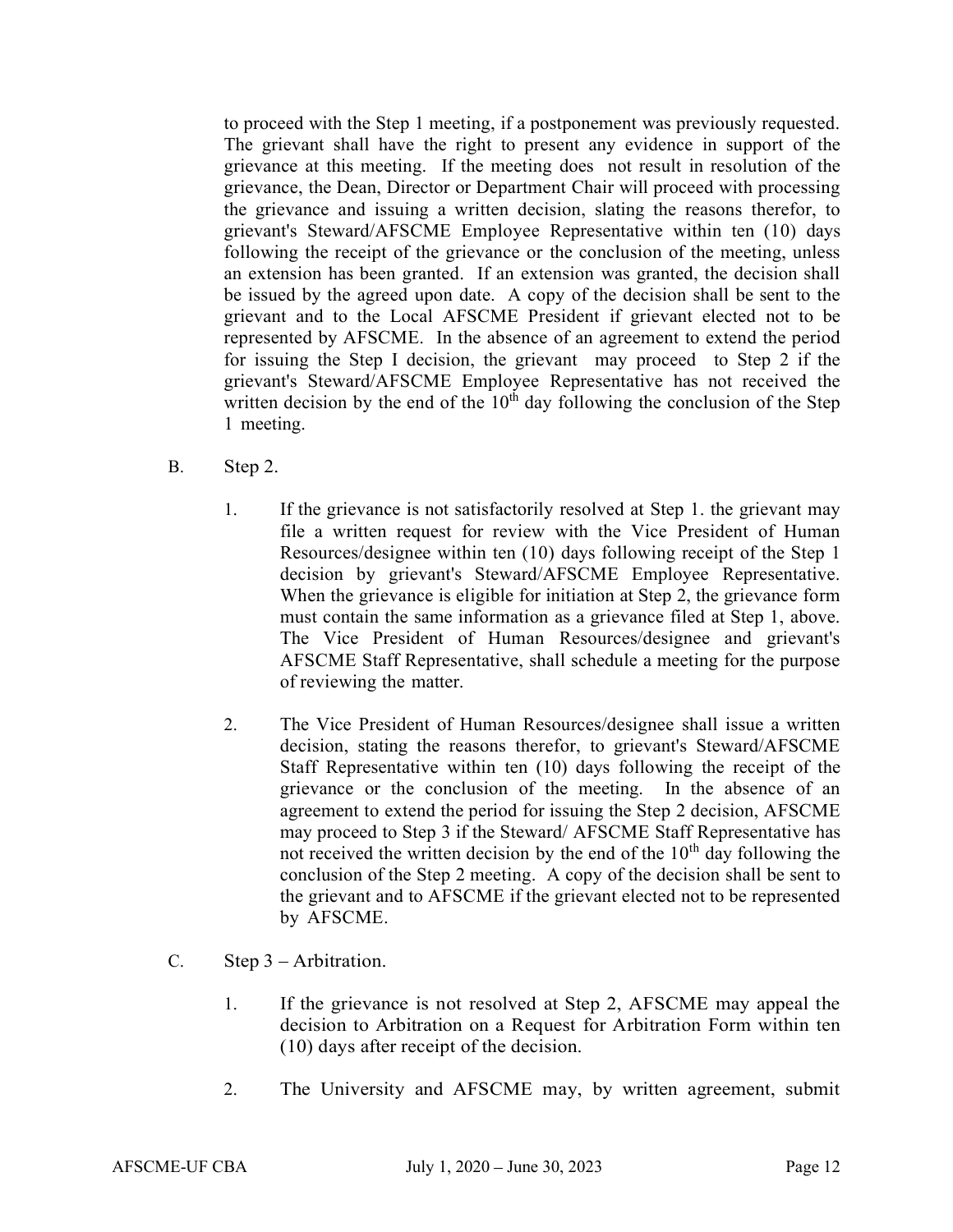to proceed with the Step 1 meeting, if a postponement was previously requested. The grievant shall have the right to present any evidence in support of the grievance at this meeting. If the meeting does not result in resolution of the grievance, the Dean, Director or Department Chair will proceed with processing the grievance and issuing a written decision, slating the reasons therefor, to grievant's Steward/AFSCME Employee Representative within ten (10) days following the receipt of the grievance or the conclusion of the meeting, unless an extension has been granted. If an extension was granted, the decision shall be issued by the agreed upon date. A copy of the decision shall be sent to the grievant and to the Local AFSCME President if grievant elected not to be represented by AFSCME. In the absence of an agreement to extend the period for issuing the Step I decision, the grievant may proceed to Step 2 if the grievant's Steward/AFSCME Employee Representative has not received the written decision by the end of the 10th day following the conclusion of the Step 1 meeting.

B. Step 2.

1. If the grievance is not satisfactorily resolved at Step 1. the grievant may file a written request for review with the Vice President of Human Resources/designee within ten (10) days following receipt of the Step 1 decision by grievant's Steward/AFSCME Employee Representative. When the grievance is eligible for initiation at Step 2, the grievance form must contain the same information as a grievance filed at Step 1, above. The Vice President of Human Resources/designee and grievant's AFSCME Staff Representative, shall schedule a meeting for the purpose of reviewing the matter.

2. The Vice President of Human Resources/designee shall issue a written decision, stating the reasons therefor, to grievant's Steward/AFSCME Staff Representative within ten (10) days following the receipt of the grievance or the conclusion of the meeting. In the absence of an agreement to extend the period for issuing the Step 2 decision, AFSCME may proceed to Step 3 if the Steward/ AFSCME Staff Representative has not received the written decision by the end of the 10th day following the conclusion of the Step 2 meeting. A copy of the decision shall be sent to the grievant and to AFSCME if the grievant elected not to be represented by AFSCME.

C. Step 3 – Arbitration.

1. If the grievance is not resolved at Step 2, AFSCME may appeal the decision to Arbitration on a Request for Arbitration Form within ten (10) days after receipt of the decision.

2. The University and AFSCME may, by written agreement, submit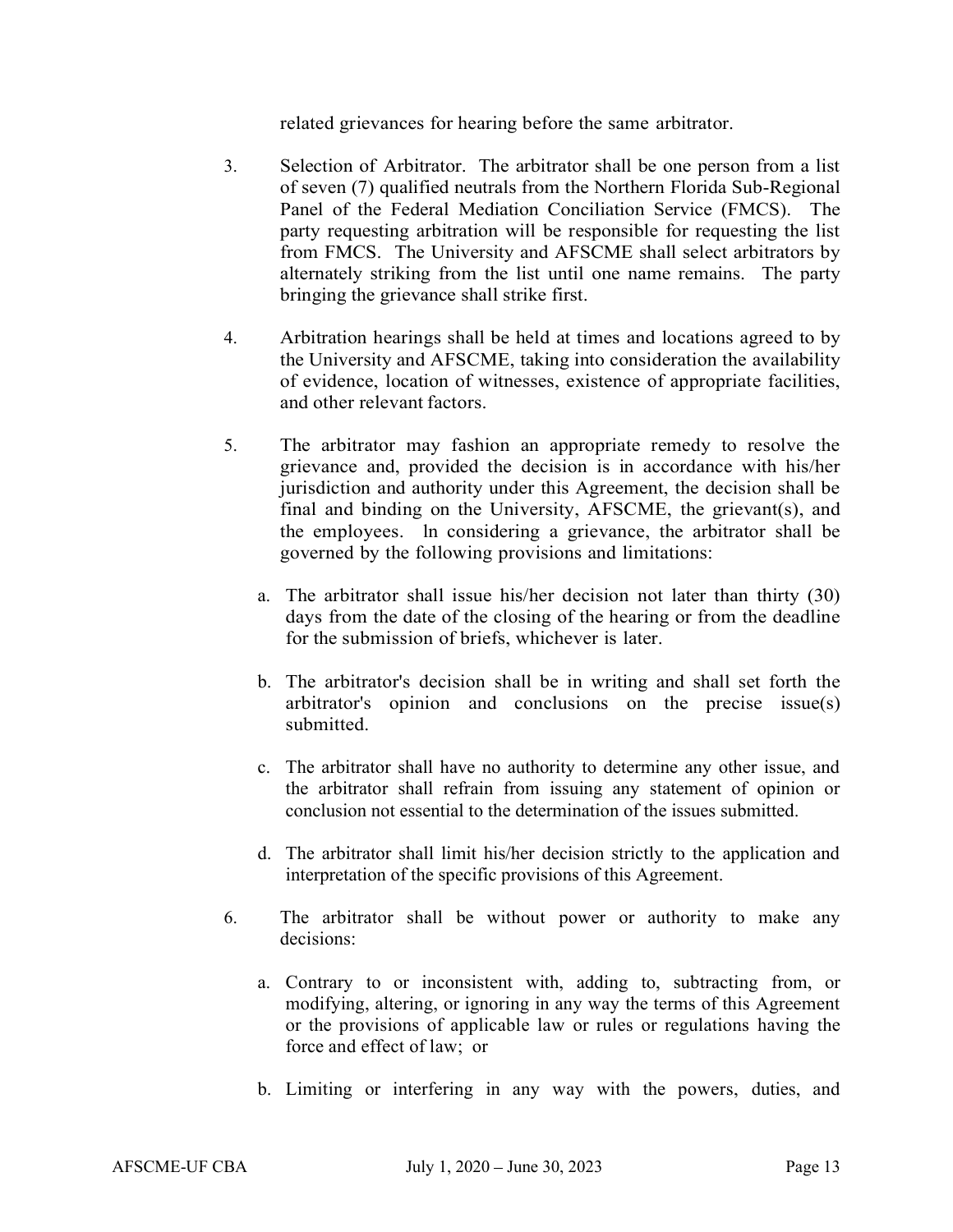related grievances for hearing before the same arbitrator.

3. Selection of Arbitrator. The arbitrator shall be one person from a list of seven (7) qualified neutrals from the Northern Florida Sub-Regional Panel of the Federal Mediation Conciliation Service (FMCS). The party requesting arbitration will be responsible for requesting the list from FMCS. The University and AFSCME shall select arbitrators by alternately striking from the list until one name remains. The party bringing the grievance shall strike first.

4. Arbitration hearings shall be held at times and locations agreed to by the University and AFSCME, taking into consideration the availability of evidence, location of witnesses, existence of appropriate facilities, and other relevant factors.

5. The arbitrator may fashion an appropriate remedy to resolve the grievance and, provided the decision is in accordance with his/her jurisdiction and authority under this Agreement, the decision shall be final and binding on the University, AFSCME, the grievant(s), and the employees. ln considering a grievance, the arbitrator shall be governed by the following provisions and limitations:

   a. The arbitrator shall issue his/her decision not later than thirty (30) days from the date of the closing of the hearing or from the deadline for the submission of briefs, whichever is later.

   b. The arbitrator's decision shall be in writing and shall set forth the arbitrator's opinion and conclusions on the precise issue(s) submitted.

   c. The arbitrator shall have no authority to determine any other issue, and the arbitrator shall refrain from issuing any statement of opinion or conclusion not essential to the determination of the issues submitted.

   d. The arbitrator shall limit his/her decision strictly to the application and interpretation of the specific provisions of this Agreement.

6. The arbitrator shall be without power or authority to make any decisions:

   a. Contrary to or inconsistent with, adding to, subtracting from, or modifying, altering, or ignoring in any way the terms of this Agreement or the provisions of applicable law or rules or regulations having the force and effect of law; or

   b. Limiting or interfering in any way with the powers, duties, and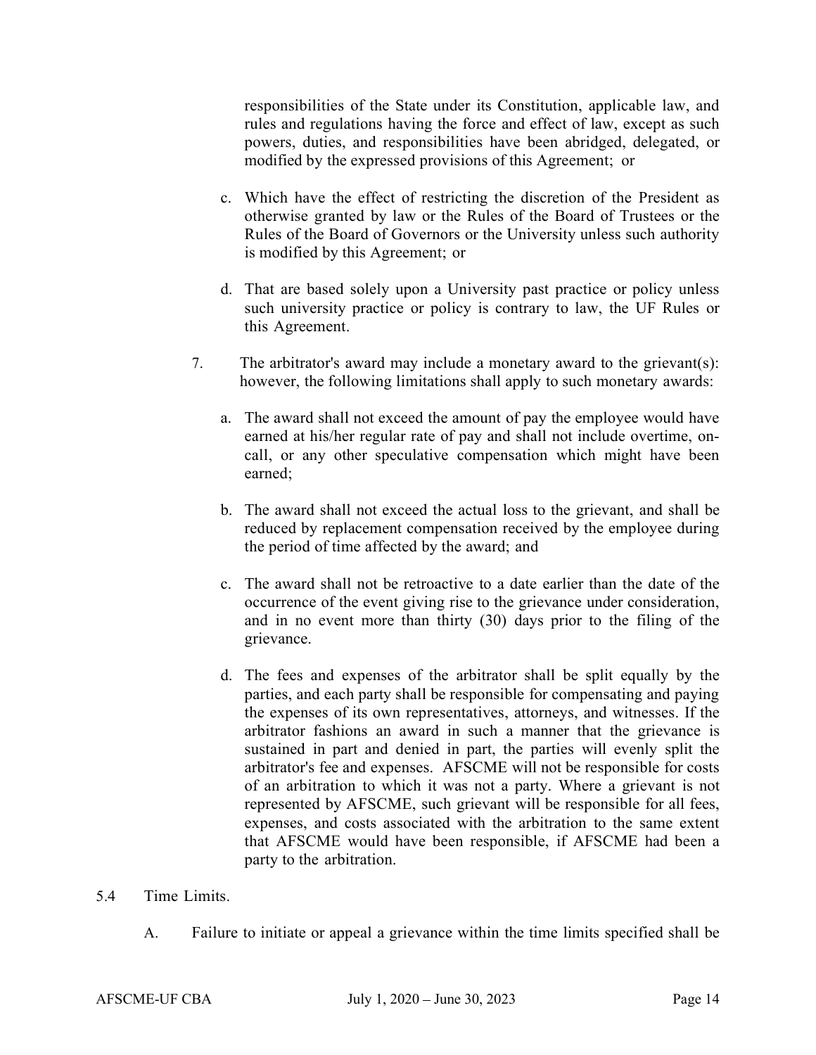responsibilities of the State under its Constitution, applicable law, and rules and regulations having the force and effect of law, except as such powers, duties, and responsibilities have been abridged, delegated, or modified by the expressed provisions of this Agreement; or

c. Which have the effect of restricting the discretion of the President as otherwise granted by law or the Rules of the Board of Trustees or the Rules of the Board of Governors or the University unless such authority is modified by this Agreement; or

d. That are based solely upon a University past practice or policy unless such university practice or policy is contrary to law, the UF Rules or this Agreement.

7. The arbitrator's award may include a monetary award to the grievant(s): however, the following limitations shall apply to such monetary awards:

a. The award shall not exceed the amount of pay the employee would have earned at his/her regular rate of pay and shall not include overtime, on-call, or any other speculative compensation which might have been earned;

b. The award shall not exceed the actual loss to the grievant, and shall be reduced by replacement compensation received by the employee during the period of time affected by the award; and

c. The award shall not be retroactive to a date earlier than the date of the occurrence of the event giving rise to the grievance under consideration, and in no event more than thirty (30) days prior to the filing of the grievance.

d. The fees and expenses of the arbitrator shall be split equally by the parties, and each party shall be responsible for compensating and paying the expenses of its own representatives, attorneys, and witnesses. If the arbitrator fashions an award in such a manner that the grievance is sustained in part and denied in part, the parties will evenly split the arbitrator's fee and expenses. AFSCME will not be responsible for costs of an arbitration to which it was not a party. Where a grievant is not represented by AFSCME, such grievant will be responsible for all fees, expenses, and costs associated with the arbitration to the same extent that AFSCME would have been responsible, if AFSCME had been a party to the arbitration.

5.4 Time Limits.

A. Failure to initiate or appeal a grievance within the time limits specified shall be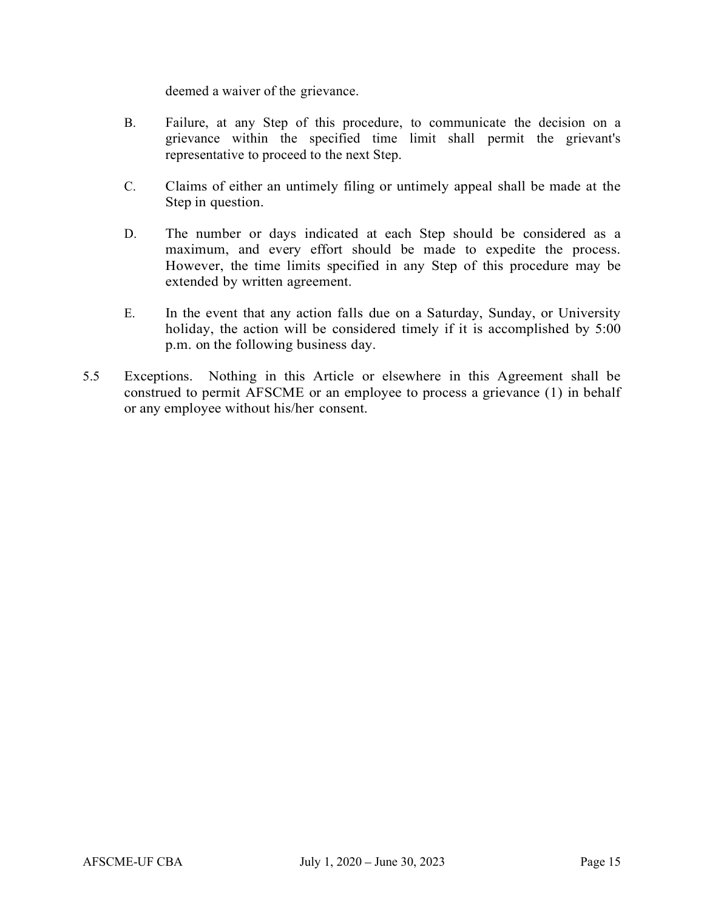deemed a waiver of the grievance.

B. Failure, at any Step of this procedure, to communicate the decision on a grievance within the specified time limit shall permit the grievant's representative to proceed to the next Step.

C. Claims of either an untimely filing or untimely appeal shall be made at the Step in question.

D. The number or days indicated at each Step should be considered as a maximum, and every effort should be made to expedite the process. However, the time limits specified in any Step of this procedure may be extended by written agreement.

E. In the event that any action falls due on a Saturday, Sunday, or University holiday, the action will be considered timely if it is accomplished by 5:00 p.m. on the following business day.

5.5 Exceptions. Nothing in this Article or elsewhere in this Agreement shall be construed to permit AFSCME or an employee to process a grievance (1) in behalf or any employee without his/her consent.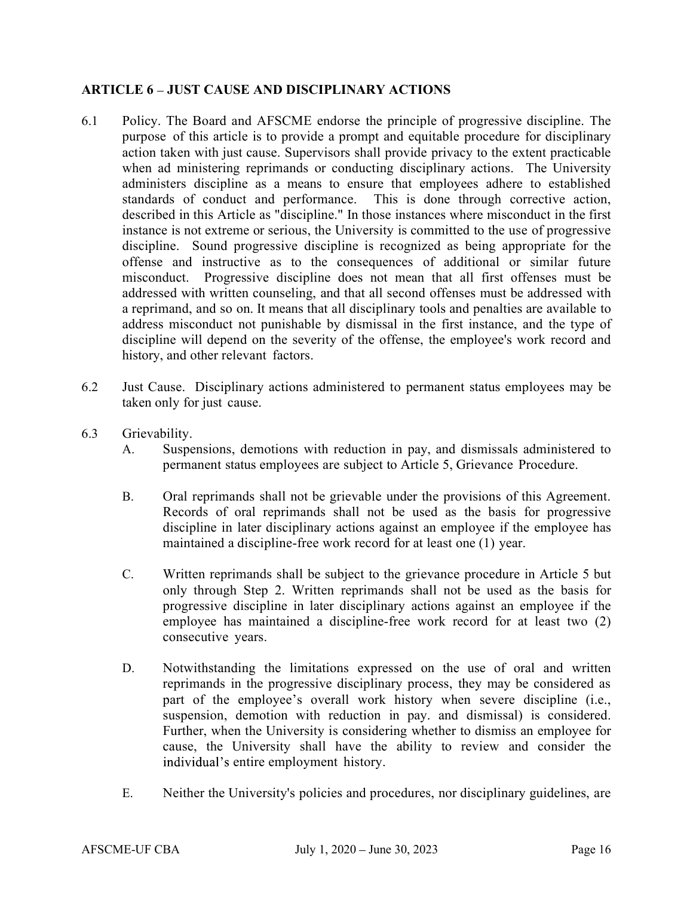## ARTICLE 6 – JUST CAUSE AND DISCIPLINARY ACTIONS

6.1 Policy. The Board and AFSCME endorse the principle of progressive discipline. The purpose of this article is to provide a prompt and equitable procedure for disciplinary action taken with just cause. Supervisors shall provide privacy to the extent practicable when ad ministering reprimands or conducting disciplinary actions. The University administers discipline as a means to ensure that employees adhere to established standards of conduct and performance. This is done through corrective action, described in this Article as "discipline." In those instances where misconduct in the first instance is not extreme or serious, the University is committed to the use of progressive discipline. Sound progressive discipline is recognized as being appropriate for the offense and instructive as to the consequences of additional or similar future misconduct. Progressive discipline does not mean that all first offenses must be addressed with written counseling, and that all second offenses must be addressed with a reprimand, and so on. It means that all disciplinary tools and penalties are available to address misconduct not punishable by dismissal in the first instance, and the type of discipline will depend on the severity of the offense, the employee's work record and history, and other relevant factors.

6.2 Just Cause. Disciplinary actions administered to permanent status employees may be taken only for just cause.

6.3 Grievability.

A. Suspensions, demotions with reduction in pay, and dismissals administered to permanent status employees are subject to Article 5, Grievance Procedure.

B. Oral reprimands shall not be grievable under the provisions of this Agreement. Records of oral reprimands shall not be used as the basis for progressive discipline in later disciplinary actions against an employee if the employee has maintained a discipline-free work record for at least one (1) year.

C. Written reprimands shall be subject to the grievance procedure in Article 5 but only through Step 2. Written reprimands shall not be used as the basis for progressive discipline in later disciplinary actions against an employee if the employee has maintained a discipline-free work record for at least two (2) consecutive years.

D. Notwithstanding the limitations expressed on the use of oral and written reprimands in the progressive disciplinary process, they may be considered as part of the employee's overall work history when severe discipline (i.e., suspension, demotion with reduction in pay. and dismissal) is considered. Further, when the University is considering whether to dismiss an employee for cause, the University shall have the ability to review and consider the individual's entire employment history.

E. Neither the University's policies and procedures, nor disciplinary guidelines, are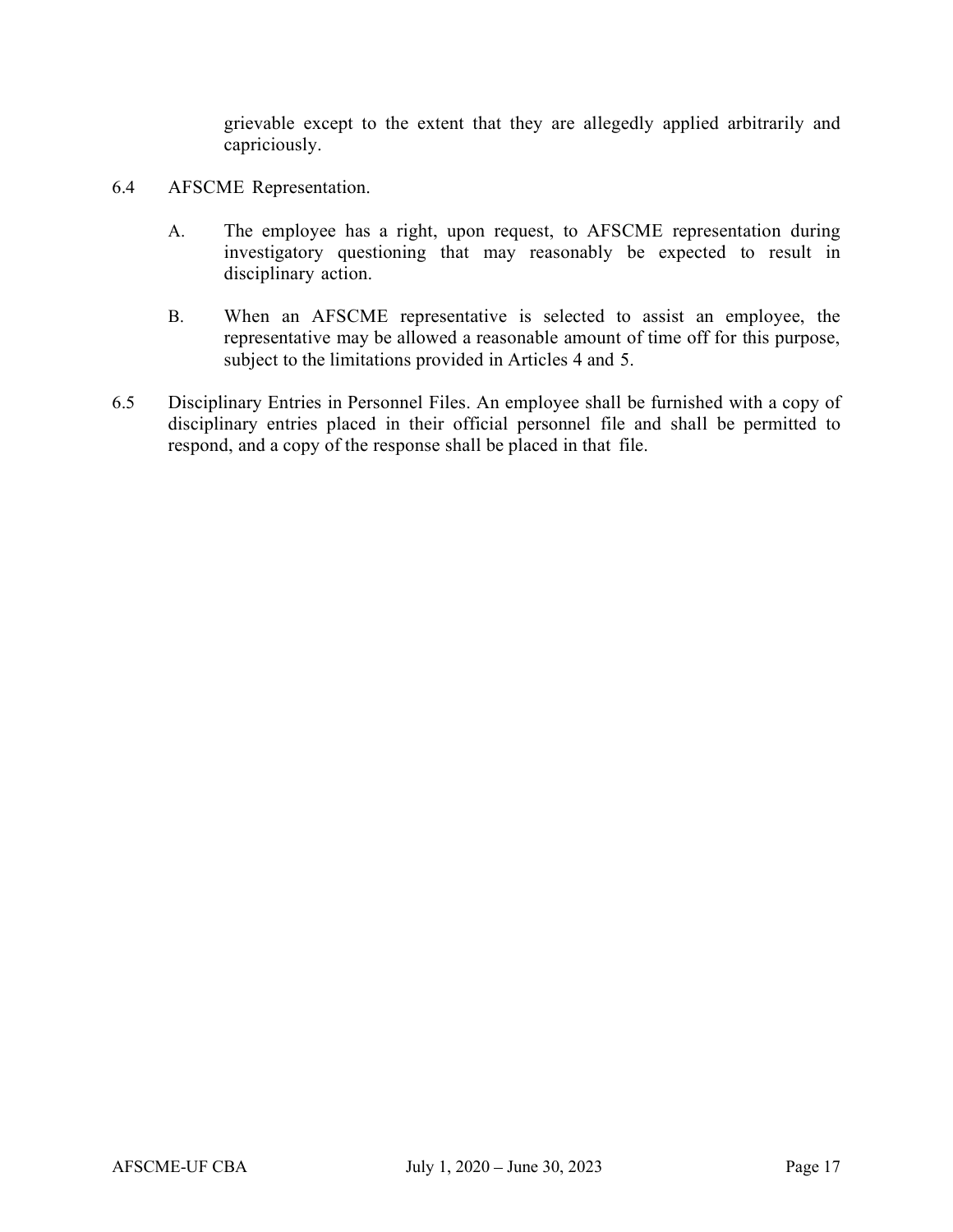grievable except to the extent that they are allegedly applied arbitrarily and capriciously.

6.4 AFSCME Representation.

A. The employee has a right, upon request, to AFSCME representation during investigatory questioning that may reasonably be expected to result in disciplinary action.

B. When an AFSCME representative is selected to assist an employee, the representative may be allowed a reasonable amount of time off for this purpose, subject to the limitations provided in Articles 4 and 5.

6.5 Disciplinary Entries in Personnel Files. An employee shall be furnished with a copy of disciplinary entries placed in their official personnel file and shall be permitted to respond, and a copy of the response shall be placed in that file.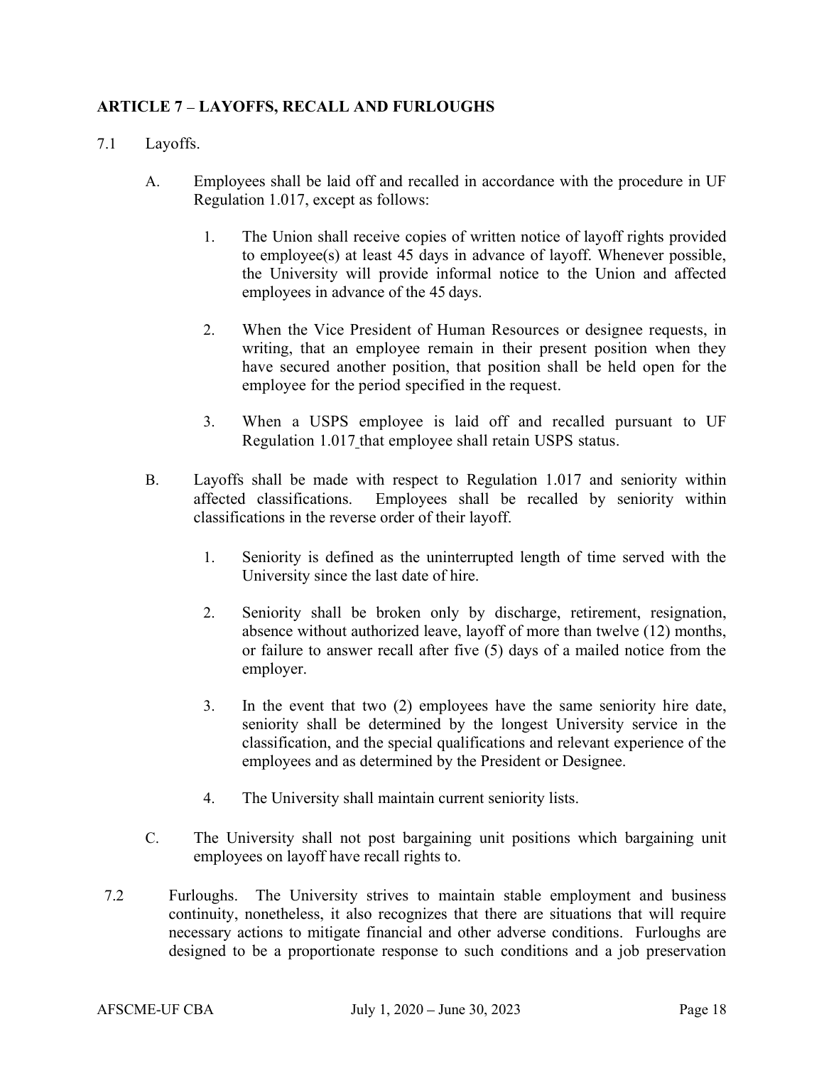## ARTICLE 7 – LAYOFFS, RECALL AND FURLOUGHS

7.1 Layoffs.

A. Employees shall be laid off and recalled in accordance with the procedure in UF Regulation 1.017, except as follows:

1. The Union shall receive copies of written notice of layoff rights provided to employee(s) at least 45 days in advance of layoff. Whenever possible, the University will provide informal notice to the Union and affected employees in advance of the 45 days.

2. When the Vice President of Human Resources or designee requests, in writing, that an employee remain in their present position when they have secured another position, that position shall be held open for the employee for the period specified in the request.

3. When a USPS employee is laid off and recalled pursuant to UF Regulation 1.017 that employee shall retain USPS status.

B. Layoffs shall be made with respect to Regulation 1.017 and seniority within affected classifications. Employees shall be recalled by seniority within classifications in the reverse order of their layoff.

1. Seniority is defined as the uninterrupted length of time served with the University since the last date of hire.

2. Seniority shall be broken only by discharge, retirement, resignation, absence without authorized leave, layoff of more than twelve (12) months, or failure to answer recall after five (5) days of a mailed notice from the employer.

3. In the event that two (2) employees have the same seniority hire date, seniority shall be determined by the longest University service in the classification, and the special qualifications and relevant experience of the employees and as determined by the President or Designee.

4. The University shall maintain current seniority lists.

C. The University shall not post bargaining unit positions which bargaining unit employees on layoff have recall rights to.

7.2 Furloughs. The University strives to maintain stable employment and business continuity, nonetheless, it also recognizes that there are situations that will require necessary actions to mitigate financial and other adverse conditions. Furloughs are designed to be a proportionate response to such conditions and a job preservation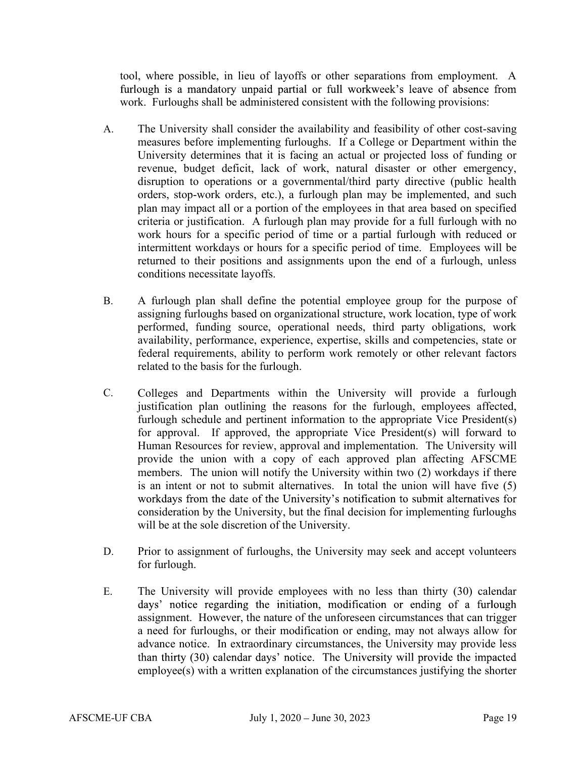tool, where possible, in lieu of layoffs or other separations from employment. A furlough is a mandatory unpaid partial or full workweek's leave of absence from work. Furloughs shall be administered consistent with the following provisions:

A. The University shall consider the availability and feasibility of other cost-saving measures before implementing furloughs. If a College or Department within the University determines that it is facing an actual or projected loss of funding or revenue, budget deficit, lack of work, natural disaster or other emergency, disruption to operations or a governmental/third party directive (public health orders, stop-work orders, etc.), a furlough plan may be implemented, and such plan may impact all or a portion of the employees in that area based on specified criteria or justification. A furlough plan may provide for a full furlough with no work hours for a specific period of time or a partial furlough with reduced or intermittent workdays or hours for a specific period of time. Employees will be returned to their positions and assignments upon the end of a furlough, unless conditions necessitate layoffs.

B. A furlough plan shall define the potential employee group for the purpose of assigning furloughs based on organizational structure, work location, type of work performed, funding source, operational needs, third party obligations, work availability, performance, experience, expertise, skills and competencies, state or federal requirements, ability to perform work remotely or other relevant factors related to the basis for the furlough.

C. Colleges and Departments within the University will provide a furlough justification plan outlining the reasons for the furlough, employees affected, furlough schedule and pertinent information to the appropriate Vice President(s) for approval. If approved, the appropriate Vice President(s) will forward to Human Resources for review, approval and implementation. The University will provide the union with a copy of each approved plan affecting AFSCME members. The union will notify the University within two (2) workdays if there is an intent or not to submit alternatives. In total the union will have five (5) workdays from the date of the University's notification to submit alternatives for consideration by the University, but the final decision for implementing furloughs will be at the sole discretion of the University.

D. Prior to assignment of furloughs, the University may seek and accept volunteers for furlough.

E. The University will provide employees with no less than thirty (30) calendar days' notice regarding the initiation, modification or ending of a furlough assignment. However, the nature of the unforeseen circumstances that can trigger a need for furloughs, or their modification or ending, may not always allow for advance notice. In extraordinary circumstances, the University may provide less than thirty (30) calendar days' notice. The University will provide the impacted employee(s) with a written explanation of the circumstances justifying the shorter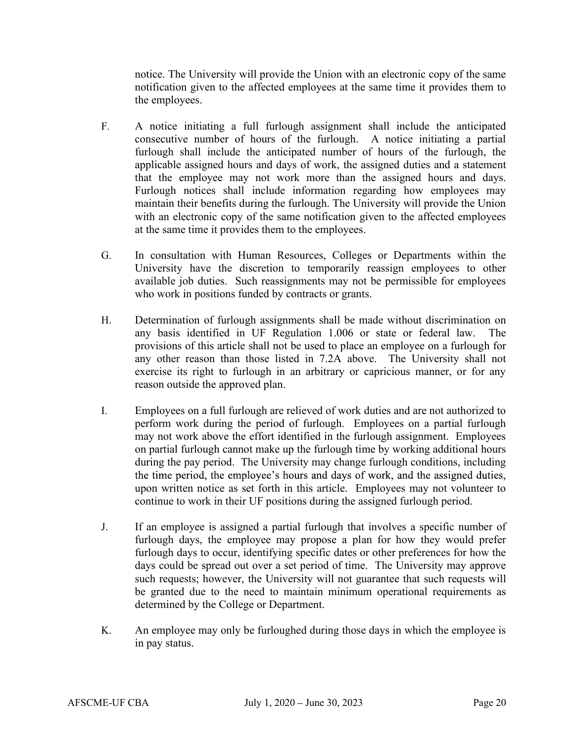notice. The University will provide the Union with an electronic copy of the same notification given to the affected employees at the same time it provides them to the employees.

F. A notice initiating a full furlough assignment shall include the anticipated consecutive number of hours of the furlough. A notice initiating a partial furlough shall include the anticipated number of hours of the furlough, the applicable assigned hours and days of work, the assigned duties and a statement that the employee may not work more than the assigned hours and days. Furlough notices shall include information regarding how employees may maintain their benefits during the furlough. The University will provide the Union with an electronic copy of the same notification given to the affected employees at the same time it provides them to the employees.

G. In consultation with Human Resources, Colleges or Departments within the University have the discretion to temporarily reassign employees to other available job duties. Such reassignments may not be permissible for employees who work in positions funded by contracts or grants.

H. Determination of furlough assignments shall be made without discrimination on any basis identified in UF Regulation 1.006 or state or federal law. The provisions of this article shall not be used to place an employee on a furlough for any other reason than those listed in 7.2A above. The University shall not exercise its right to furlough in an arbitrary or capricious manner, or for any reason outside the approved plan.

I. Employees on a full furlough are relieved of work duties and are not authorized to perform work during the period of furlough. Employees on a partial furlough may not work above the effort identified in the furlough assignment. Employees on partial furlough cannot make up the furlough time by working additional hours during the pay period. The University may change furlough conditions, including the time period, the employee's hours and days of work, and the assigned duties, upon written notice as set forth in this article. Employees may not volunteer to continue to work in their UF positions during the assigned furlough period.

J. If an employee is assigned a partial furlough that involves a specific number of furlough days, the employee may propose a plan for how they would prefer furlough days to occur, identifying specific dates or other preferences for how the days could be spread out over a set period of time. The University may approve such requests; however, the University will not guarantee that such requests will be granted due to the need to maintain minimum operational requirements as determined by the College or Department.

K. An employee may only be furloughed during those days in which the employee is in pay status.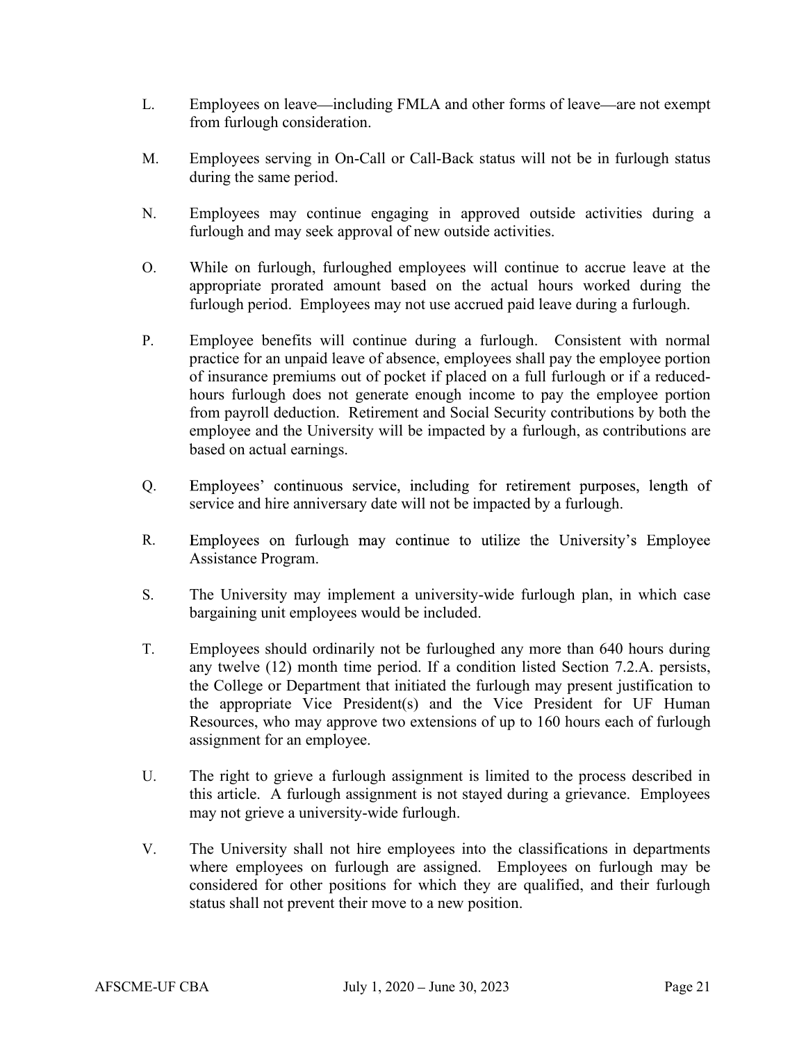L. Employees on leave—including FMLA and other forms of leave—are not exempt from furlough consideration.

M. Employees serving in On-Call or Call-Back status will not be in furlough status during the same period.

N. Employees may continue engaging in approved outside activities during a furlough and may seek approval of new outside activities.

O. While on furlough, furloughed employees will continue to accrue leave at the appropriate prorated amount based on the actual hours worked during the furlough period. Employees may not use accrued paid leave during a furlough.

P. Employee benefits will continue during a furlough. Consistent with normal practice for an unpaid leave of absence, employees shall pay the employee portion of insurance premiums out of pocket if placed on a full furlough or if a reduced-hours furlough does not generate enough income to pay the employee portion from payroll deduction. Retirement and Social Security contributions by both the employee and the University will be impacted by a furlough, as contributions are based on actual earnings.

Q. Employees' continuous service, including for retirement purposes, length of service and hire anniversary date will not be impacted by a furlough.

R. Employees on furlough may continue to utilize the University's Employee Assistance Program.

S. The University may implement a university-wide furlough plan, in which case bargaining unit employees would be included.

T. Employees should ordinarily not be furloughed any more than 640 hours during any twelve (12) month time period. If a condition listed Section 7.2.A. persists, the College or Department that initiated the furlough may present justification to the appropriate Vice President(s) and the Vice President for UF Human Resources, who may approve two extensions of up to 160 hours each of furlough assignment for an employee.

U. The right to grieve a furlough assignment is limited to the process described in this article. A furlough assignment is not stayed during a grievance. Employees may not grieve a university-wide furlough.

V. The University shall not hire employees into the classifications in departments where employees on furlough are assigned. Employees on furlough may be considered for other positions for which they are qualified, and their furlough status shall not prevent their move to a new position.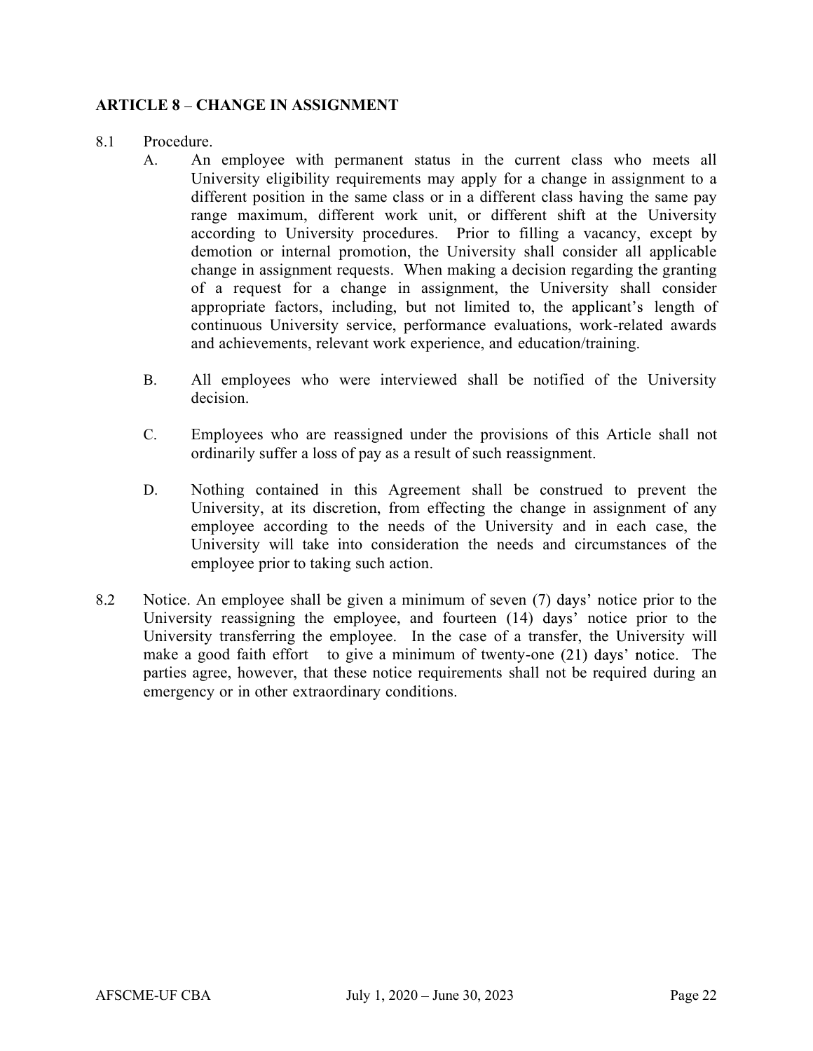## ARTICLE 8 – CHANGE IN ASSIGNMENT

8.1 Procedure.

A. An employee with permanent status in the current class who meets all University eligibility requirements may apply for a change in assignment to a different position in the same class or in a different class having the same pay range maximum, different work unit, or different shift at the University according to University procedures. Prior to filling a vacancy, except by demotion or internal promotion, the University shall consider all applicable change in assignment requests. When making a decision regarding the granting of a request for a change in assignment, the University shall consider appropriate factors, including, but not limited to, the applicant's length of continuous University service, performance evaluations, work-related awards and achievements, relevant work experience, and education/training.

B. All employees who were interviewed shall be notified of the University decision.

C. Employees who are reassigned under the provisions of this Article shall not ordinarily suffer a loss of pay as a result of such reassignment.

D. Nothing contained in this Agreement shall be construed to prevent the University, at its discretion, from effecting the change in assignment of any employee according to the needs of the University and in each case, the University will take into consideration the needs and circumstances of the employee prior to taking such action.

8.2 Notice. An employee shall be given a minimum of seven (7) days' notice prior to the University reassigning the employee, and fourteen (14) days' notice prior to the University transferring the employee. In the case of a transfer, the University will make a good faith effort to give a minimum of twenty-one (21) days' notice. The parties agree, however, that these notice requirements shall not be required during an emergency or in other extraordinary conditions.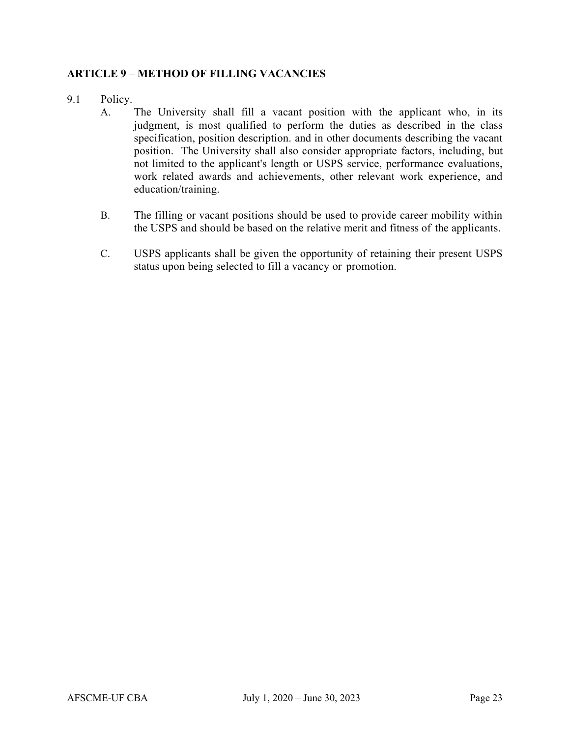## ARTICLE 9 – METHOD OF FILLING VACANCIES

9.1 Policy.

A. The University shall fill a vacant position with the applicant who, in its judgment, is most qualified to perform the duties as described in the class specification, position description. and in other documents describing the vacant position. The University shall also consider appropriate factors, including, but not limited to the applicant's length or USPS service, performance evaluations, work related awards and achievements, other relevant work experience, and education/training.

B. The filling or vacant positions should be used to provide career mobility within the USPS and should be based on the relative merit and fitness of the applicants.

C. USPS applicants shall be given the opportunity of retaining their present USPS status upon being selected to fill a vacancy or promotion.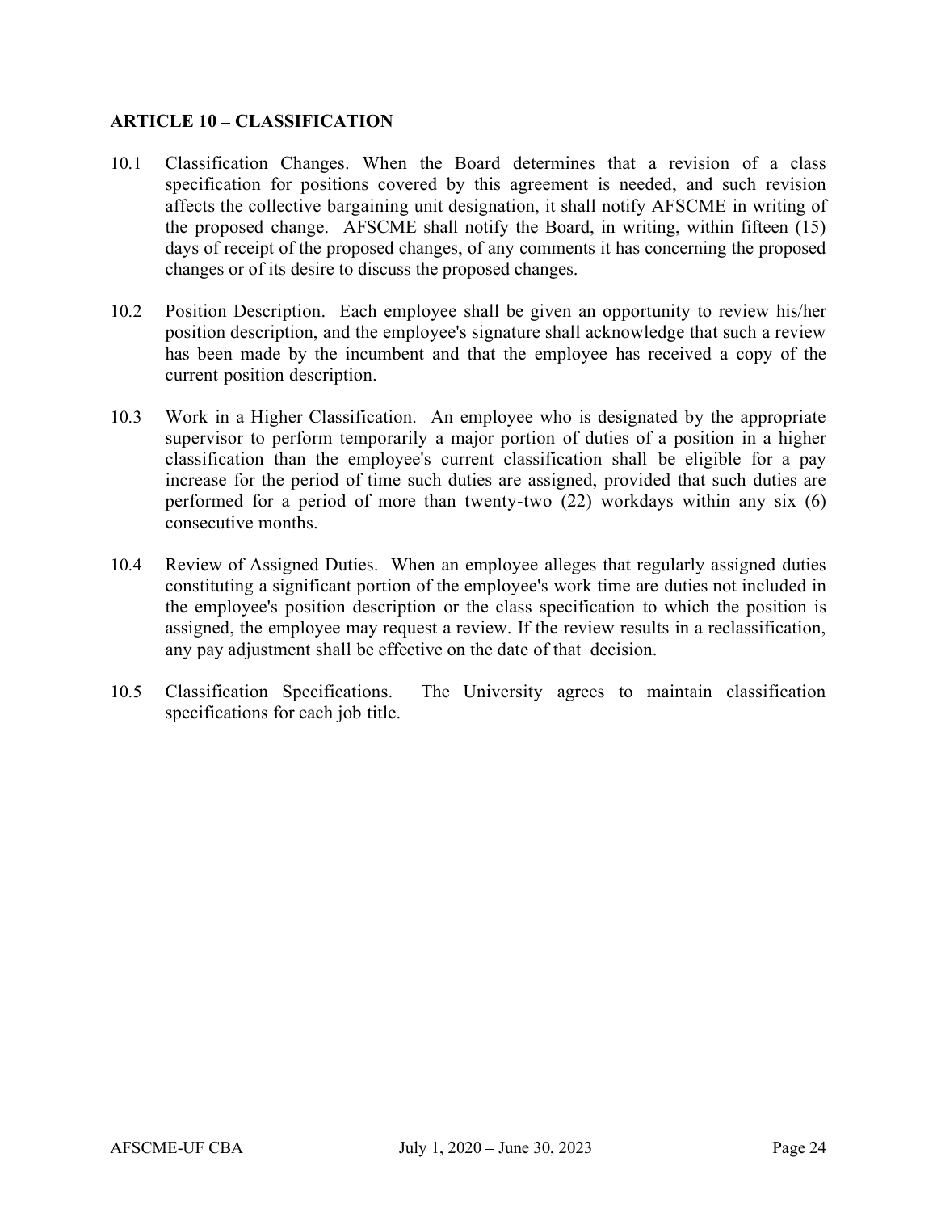## ARTICLE 10 – CLASSIFICATION

10.1 Classification Changes. When the Board determines that a revision of a class specification for positions covered by this agreement is needed, and such revision affects the collective bargaining unit designation, it shall notify AFSCME in writing of the proposed change. AFSCME shall notify the Board, in writing, within fifteen (15) days of receipt of the proposed changes, of any comments it has concerning the proposed changes or of its desire to discuss the proposed changes.

10.2 Position Description. Each employee shall be given an opportunity to review his/her position description, and the employee's signature shall acknowledge that such a review has been made by the incumbent and that the employee has received a copy of the current position description.

10.3 Work in a Higher Classification. An employee who is designated by the appropriate supervisor to perform temporarily a major portion of duties of a position in a higher classification than the employee's current classification shall be eligible for a pay increase for the period of time such duties are assigned, provided that such duties are performed for a period of more than twenty-two (22) workdays within any six (6) consecutive months.

10.4 Review of Assigned Duties. When an employee alleges that regularly assigned duties constituting a significant portion of the employee's work time are duties not included in the employee's position description or the class specification to which the position is assigned, the employee may request a review. If the review results in a reclassification, any pay adjustment shall be effective on the date of that decision.

10.5 Classification Specifications. The University agrees to maintain classification specifications for each job title.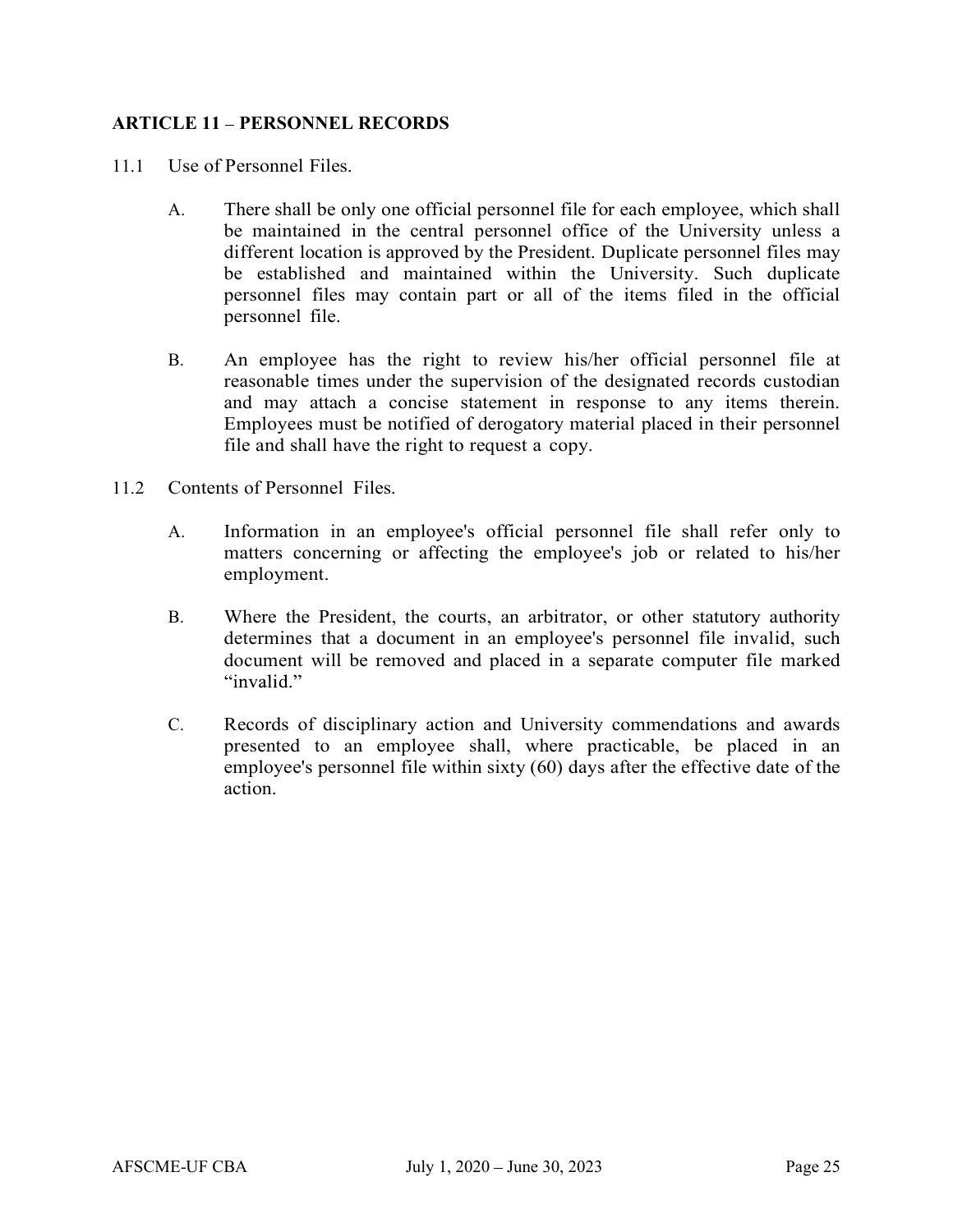## ARTICLE 11 – PERSONNEL RECORDS

11.1 Use of Personnel Files.

A. There shall be only one official personnel file for each employee, which shall be maintained in the central personnel office of the University unless a different location is approved by the President. Duplicate personnel files may be established and maintained within the University. Such duplicate personnel files may contain part or all of the items filed in the official personnel file.

B. An employee has the right to review his/her official personnel file at reasonable times under the supervision of the designated records custodian and may attach a concise statement in response to any items therein. Employees must be notified of derogatory material placed in their personnel file and shall have the right to request a copy.

11.2 Contents of Personnel Files.

A. Information in an employee's official personnel file shall refer only to matters concerning or affecting the employee's job or related to his/her employment.

B. Where the President, the courts, an arbitrator, or other statutory authority determines that a document in an employee's personnel file invalid, such document will be removed and placed in a separate computer file marked "invalid."

C. Records of disciplinary action and University commendations and awards presented to an employee shall, where practicable, be placed in an employee's personnel file within sixty (60) days after the effective date of the action.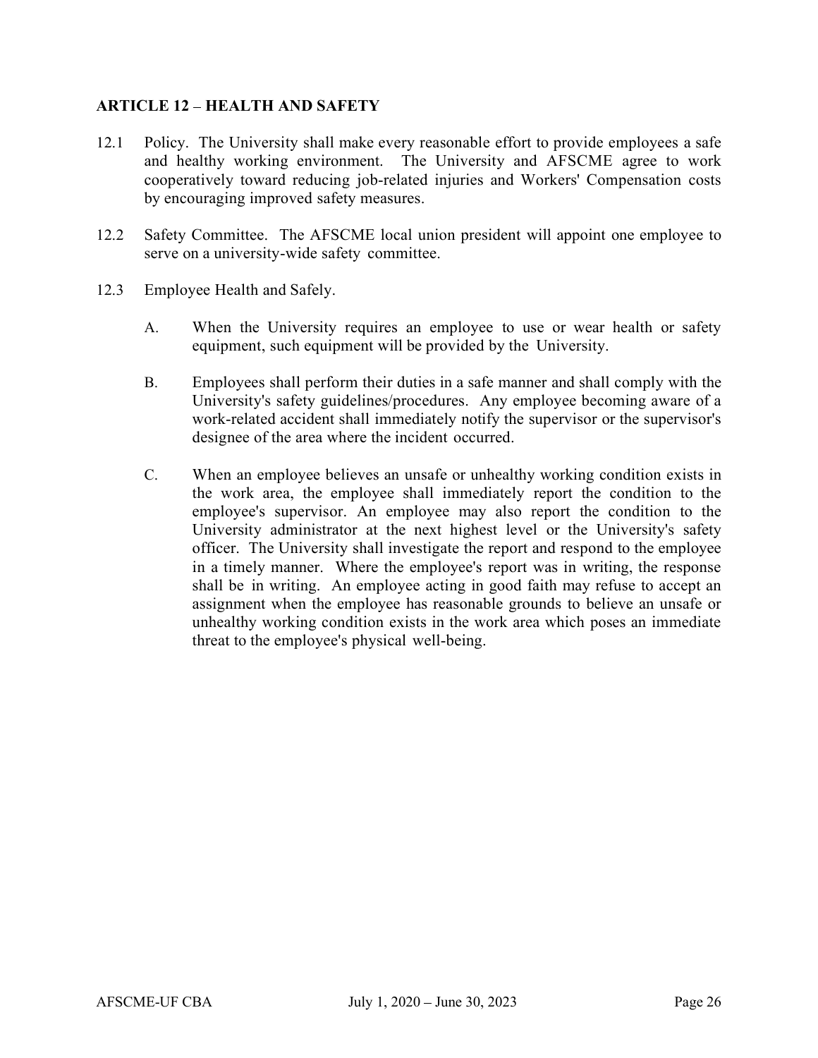## ARTICLE 12 – HEALTH AND SAFETY

12.1 Policy. The University shall make every reasonable effort to provide employees a safe and healthy working environment. The University and AFSCME agree to work cooperatively toward reducing job-related injuries and Workers' Compensation costs by encouraging improved safety measures.

12.2 Safety Committee. The AFSCME local union president will appoint one employee to serve on a university-wide safety committee.

12.3 Employee Health and Safely.

A. When the University requires an employee to use or wear health or safety equipment, such equipment will be provided by the University.

B. Employees shall perform their duties in a safe manner and shall comply with the University's safety guidelines/procedures. Any employee becoming aware of a work-related accident shall immediately notify the supervisor or the supervisor's designee of the area where the incident occurred.

C. When an employee believes an unsafe or unhealthy working condition exists in the work area, the employee shall immediately report the condition to the employee's supervisor. An employee may also report the condition to the University administrator at the next highest level or the University's safety officer. The University shall investigate the report and respond to the employee in a timely manner. Where the employee's report was in writing, the response shall be in writing. An employee acting in good faith may refuse to accept an assignment when the employee has reasonable grounds to believe an unsafe or unhealthy working condition exists in the work area which poses an immediate threat to the employee's physical well-being.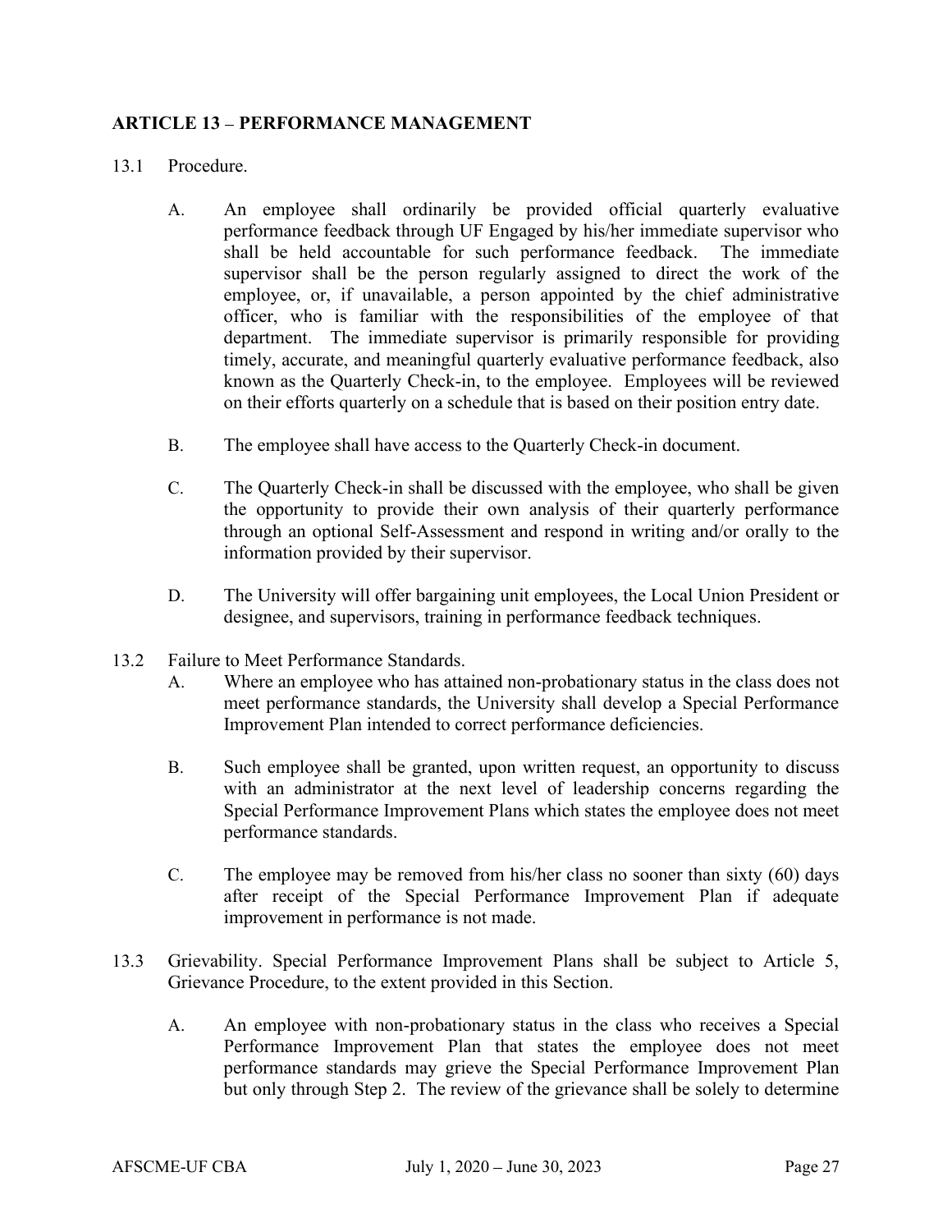## ARTICLE 13 – PERFORMANCE MANAGEMENT

13.1 Procedure.

A. An employee shall ordinarily be provided official quarterly evaluative performance feedback through UF Engaged by his/her immediate supervisor who shall be held accountable for such performance feedback. The immediate supervisor shall be the person regularly assigned to direct the work of the employee, or, if unavailable, a person appointed by the chief administrative officer, who is familiar with the responsibilities of the employee of that department. The immediate supervisor is primarily responsible for providing timely, accurate, and meaningful quarterly evaluative performance feedback, also known as the Quarterly Check-in, to the employee. Employees will be reviewed on their efforts quarterly on a schedule that is based on their position entry date.

B. The employee shall have access to the Quarterly Check-in document.

C. The Quarterly Check-in shall be discussed with the employee, who shall be given the opportunity to provide their own analysis of their quarterly performance through an optional Self-Assessment and respond in writing and/or orally to the information provided by their supervisor.

D. The University will offer bargaining unit employees, the Local Union President or designee, and supervisors, training in performance feedback techniques.

13.2 Failure to Meet Performance Standards.

A. Where an employee who has attained non-probationary status in the class does not meet performance standards, the University shall develop a Special Performance Improvement Plan intended to correct performance deficiencies.

B. Such employee shall be granted, upon written request, an opportunity to discuss with an administrator at the next level of leadership concerns regarding the Special Performance Improvement Plans which states the employee does not meet performance standards.

C. The employee may be removed from his/her class no sooner than sixty (60) days after receipt of the Special Performance Improvement Plan if adequate improvement in performance is not made.

13.3 Grievability. Special Performance Improvement Plans shall be subject to Article 5, Grievance Procedure, to the extent provided in this Section.

A. An employee with non-probationary status in the class who receives a Special Performance Improvement Plan that states the employee does not meet performance standards may grieve the Special Performance Improvement Plan but only through Step 2. The review of the grievance shall be solely to determine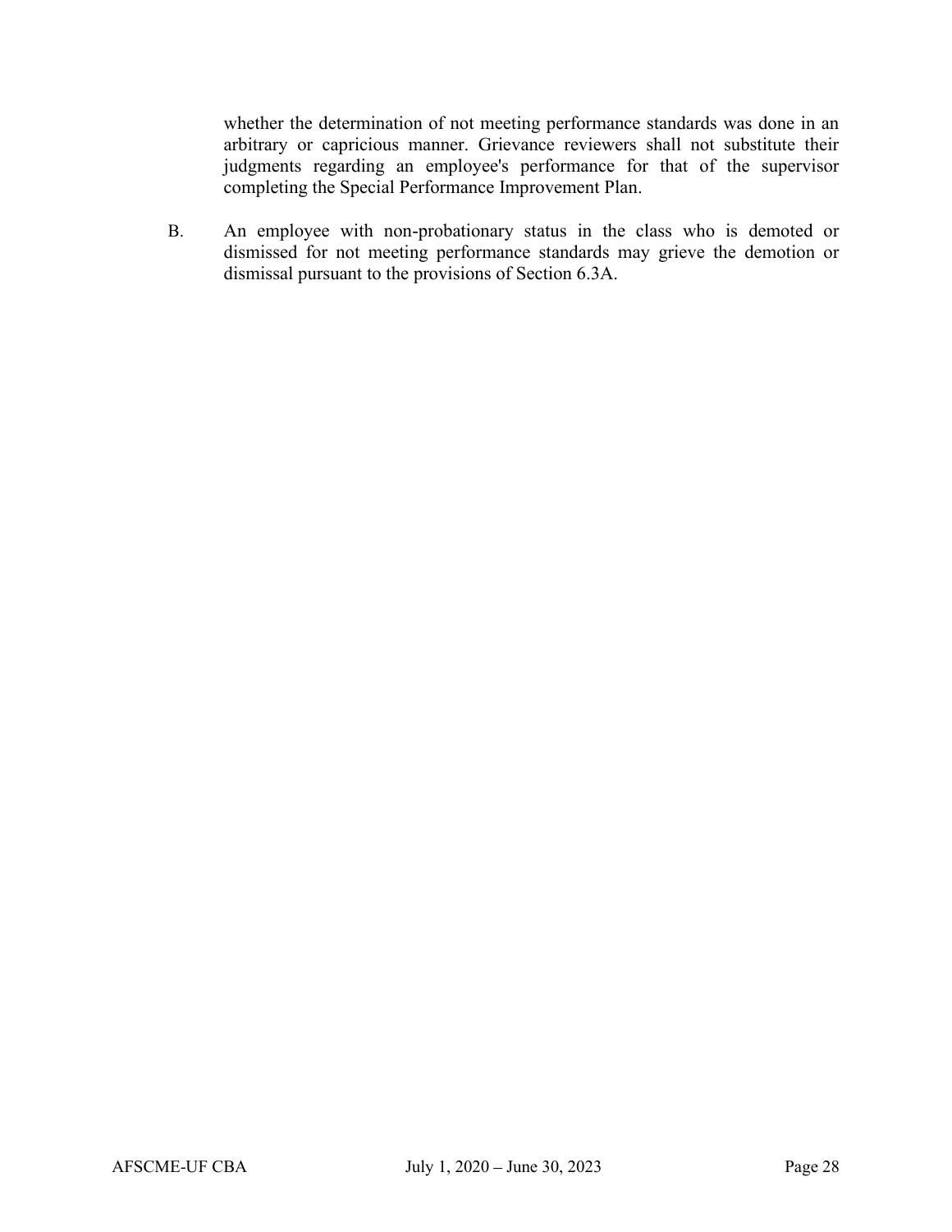whether the determination of not meeting performance standards was done in an arbitrary or capricious manner. Grievance reviewers shall not substitute their judgments regarding an employee's performance for that of the supervisor completing the Special Performance Improvement Plan.

B. An employee with non-probationary status in the class who is demoted or dismissed for not meeting performance standards may grieve the demotion or dismissal pursuant to the provisions of Section 6.3A.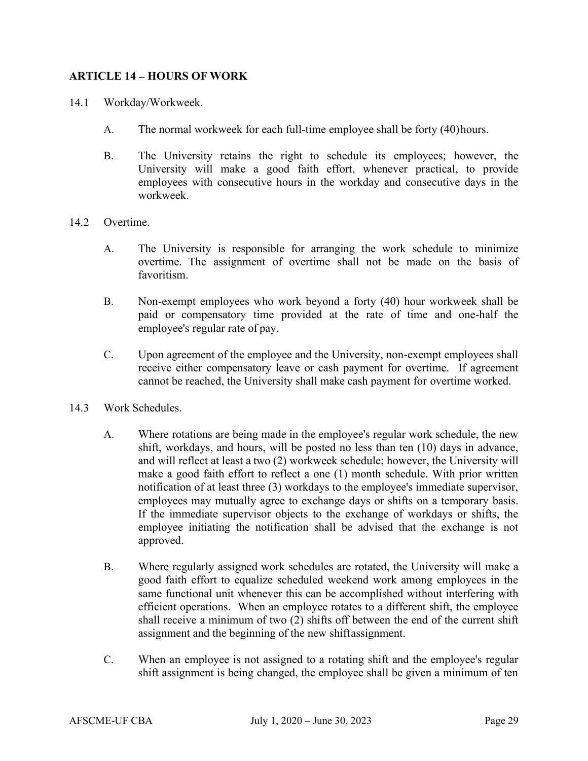## ARTICLE 14 – HOURS OF WORK

14.1 Workday/Workweek.

A. The normal workweek for each full-time employee shall be forty (40) hours.

B. The University retains the right to schedule its employees; however, the University will make a good faith effort, whenever practical, to provide employees with consecutive hours in the workday and consecutive days in the workweek.

14.2 Overtime.

A. The University is responsible for arranging the work schedule to minimize overtime. The assignment of overtime shall not be made on the basis of favoritism.

B. Non-exempt employees who work beyond a forty (40) hour workweek shall be paid or compensatory time provided at the rate of time and one-half the employee's regular rate of pay.

C. Upon agreement of the employee and the University, non-exempt employees shall receive either compensatory leave or cash payment for overtime. If agreement cannot be reached, the University shall make cash payment for overtime worked.

14.3 Work Schedules.

A. Where rotations are being made in the employee's regular work schedule, the new shift, workdays, and hours, will be posted no less than ten (10) days in advance, and will reflect at least a two (2) workweek schedule; however, the University will make a good faith effort to reflect a one (1) month schedule. With prior written notification of at least three (3) workdays to the employee's immediate supervisor, employees may mutually agree to exchange days or shifts on a temporary basis. If the immediate supervisor objects to the exchange of workdays or shifts, the employee initiating the notification shall be advised that the exchange is not approved.

B. Where regularly assigned work schedules are rotated, the University will make a good faith effort to equalize scheduled weekend work among employees in the same functional unit whenever this can be accomplished without interfering with efficient operations. When an employee rotates to a different shift, the employee shall receive a minimum of two (2) shifts off between the end of the current shift assignment and the beginning of the new shift assignment.

C. When an employee is not assigned to a rotating shift and the employee's regular shift assignment is being changed, the employee shall be given a minimum of ten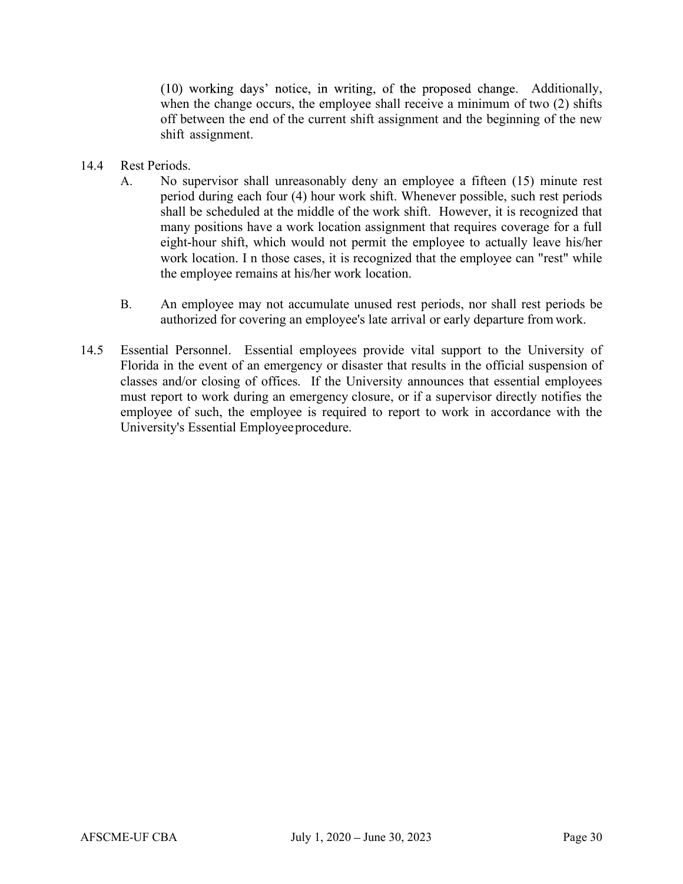(10) working days' notice, in writing, of the proposed change. Additionally, when the change occurs, the employee shall receive a minimum of two (2) shifts off between the end of the current shift assignment and the beginning of the new shift assignment.

14.4 Rest Periods.

A. No supervisor shall unreasonably deny an employee a fifteen (15) minute rest period during each four (4) hour work shift. Whenever possible, such rest periods shall be scheduled at the middle of the work shift. However, it is recognized that many positions have a work location assignment that requires coverage for a full eight-hour shift, which would not permit the employee to actually leave his/her work location. I n those cases, it is recognized that the employee can "rest" while the employee remains at his/her work location.

B. An employee may not accumulate unused rest periods, nor shall rest periods be authorized for covering an employee's late arrival or early departure from work.

14.5 Essential Personnel. Essential employees provide vital support to the University of Florida in the event of an emergency or disaster that results in the official suspension of classes and/or closing of offices. If the University announces that essential employees must report to work during an emergency closure, or if a supervisor directly notifies the employee of such, the employee is required to report to work in accordance with the University's Essential Employee procedure.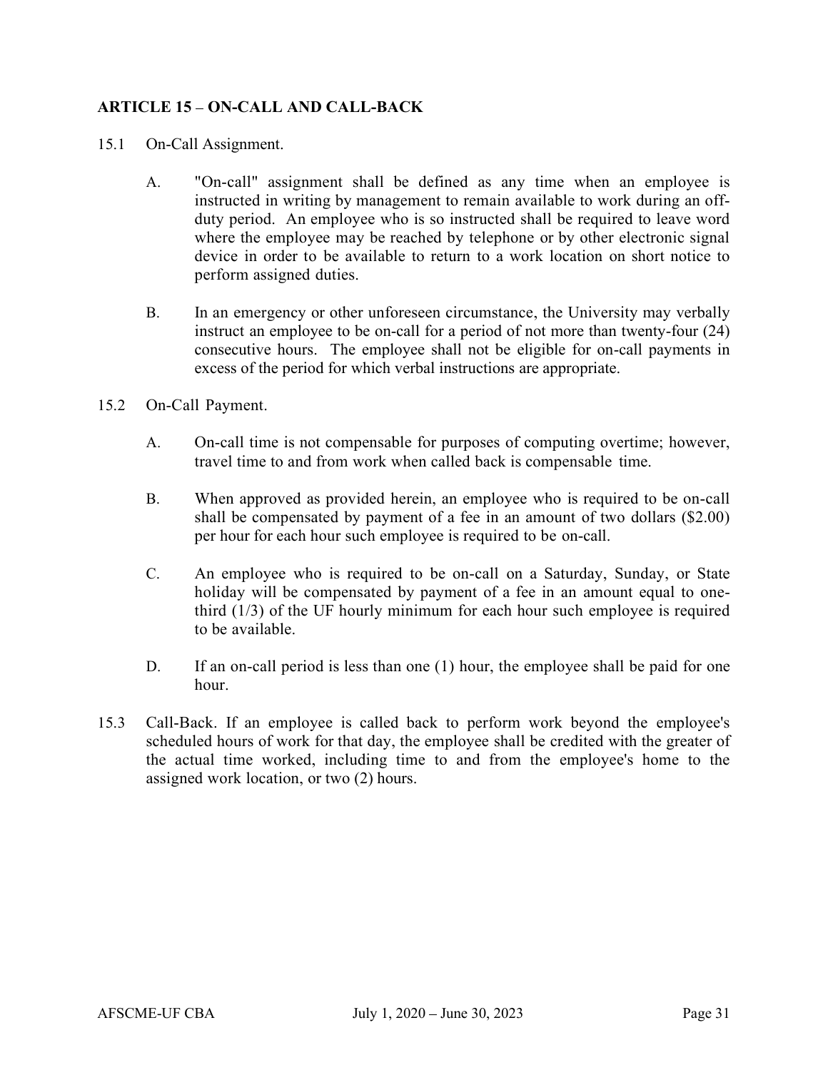## ARTICLE 15 – ON-CALL AND CALL-BACK

15.1 On-Call Assignment.

A. "On-call" assignment shall be defined as any time when an employee is instructed in writing by management to remain available to work during an off-duty period. An employee who is so instructed shall be required to leave word where the employee may be reached by telephone or by other electronic signal device in order to be available to return to a work location on short notice to perform assigned duties.

B. In an emergency or other unforeseen circumstance, the University may verbally instruct an employee to be on-call for a period of not more than twenty-four (24) consecutive hours. The employee shall not be eligible for on-call payments in excess of the period for which verbal instructions are appropriate.

15.2 On-Call Payment.

A. On-call time is not compensable for purposes of computing overtime; however, travel time to and from work when called back is compensable time.

B. When approved as provided herein, an employee who is required to be on-call shall be compensated by payment of a fee in an amount of two dollars ($2.00) per hour for each hour such employee is required to be on-call.

C. An employee who is required to be on-call on a Saturday, Sunday, or State holiday will be compensated by payment of a fee in an amount equal to one-third (1/3) of the UF hourly minimum for each hour such employee is required to be available.

D. If an on-call period is less than one (1) hour, the employee shall be paid for one hour.

15.3 Call-Back. If an employee is called back to perform work beyond the employee's scheduled hours of work for that day, the employee shall be credited with the greater of the actual time worked, including time to and from the employee's home to the assigned work location, or two (2) hours.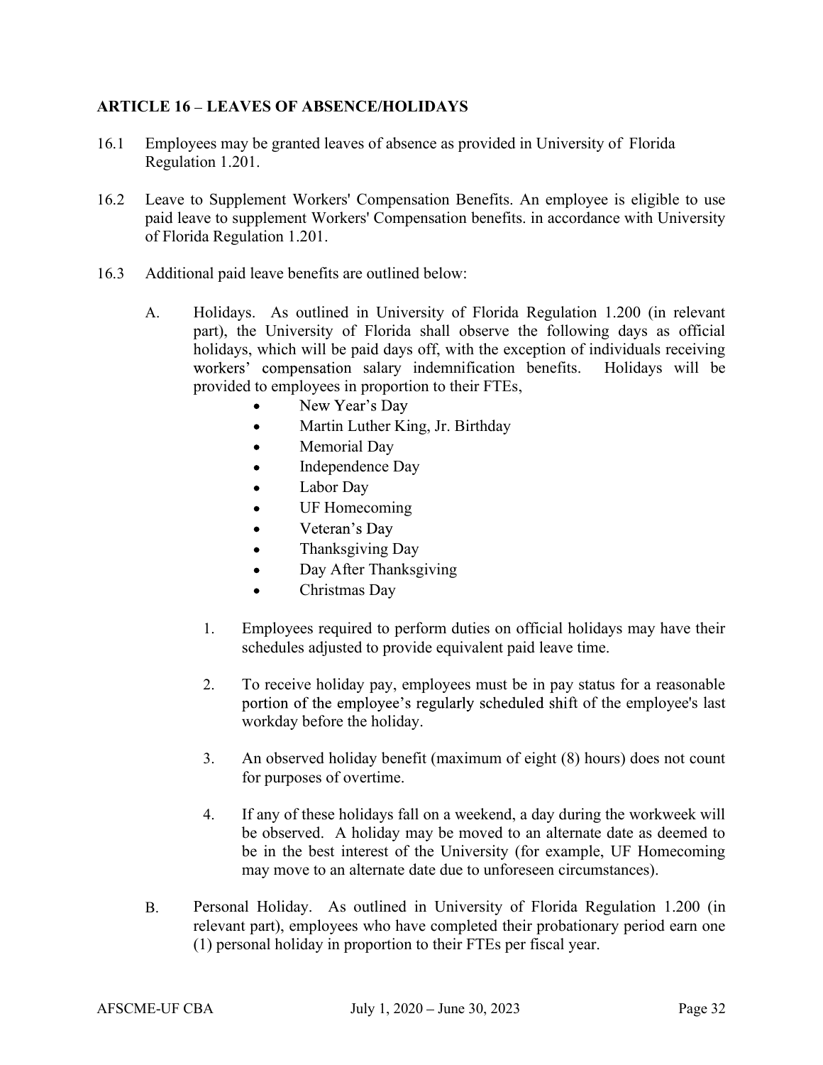## ARTICLE 16 – LEAVES OF ABSENCE/HOLIDAYS

16.1 Employees may be granted leaves of absence as provided in University of Florida Regulation 1.201.

16.2 Leave to Supplement Workers' Compensation Benefits. An employee is eligible to use paid leave to supplement Workers' Compensation benefits. in accordance with University of Florida Regulation 1.201.

16.3 Additional paid leave benefits are outlined below:

A. Holidays. As outlined in University of Florida Regulation 1.200 (in relevant part), the University of Florida shall observe the following days as official holidays, which will be paid days off, with the exception of individuals receiving workers' compensation salary indemnification benefits. Holidays will be provided to employees in proportion to their FTEs,

- New Year's Day
- Martin Luther King, Jr. Birthday
- Memorial Day
- Independence Day
- Labor Day
- UF Homecoming
- Veteran's Day
- Thanksgiving Day
- Day After Thanksgiving
- Christmas Day

1. Employees required to perform duties on official holidays may have their schedules adjusted to provide equivalent paid leave time.

2. To receive holiday pay, employees must be in pay status for a reasonable portion of the employee's regularly scheduled shift of the employee's last workday before the holiday.

3. An observed holiday benefit (maximum of eight (8) hours) does not count for purposes of overtime.

4. If any of these holidays fall on a weekend, a day during the workweek will be observed. A holiday may be moved to an alternate date as deemed to be in the best interest of the University (for example, UF Homecoming may move to an alternate date due to unforeseen circumstances).

B. Personal Holiday. As outlined in University of Florida Regulation 1.200 (in relevant part), employees who have completed their probationary period earn one (1) personal holiday in proportion to their FTEs per fiscal year.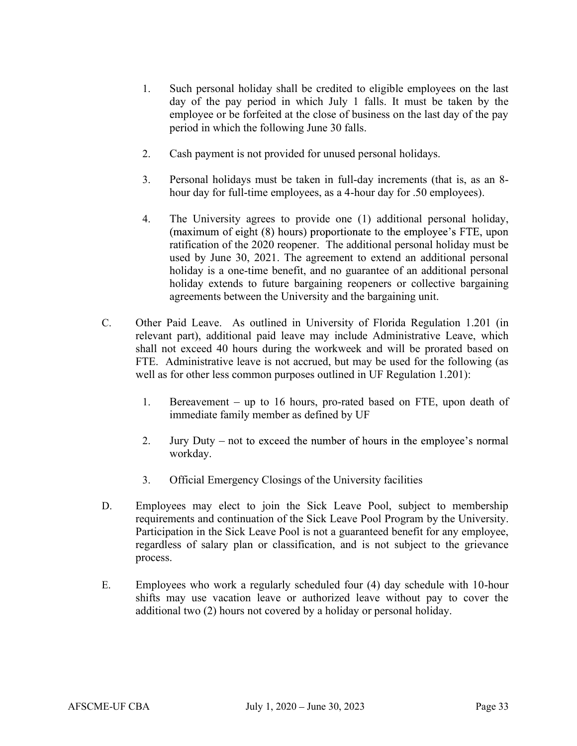1. Such personal holiday shall be credited to eligible employees on the last day of the pay period in which July 1 falls. It must be taken by the employee or be forfeited at the close of business on the last day of the pay period in which the following June 30 falls.

2. Cash payment is not provided for unused personal holidays.

3. Personal holidays must be taken in full-day increments (that is, as an 8-hour day for full-time employees, as a 4-hour day for .50 employees).

4. The University agrees to provide one (1) additional personal holiday, (maximum of eight (8) hours) proportionate to the employee's FTE, upon ratification of the 2020 reopener. The additional personal holiday must be used by June 30, 2021. The agreement to extend an additional personal holiday is a one-time benefit, and no guarantee of an additional personal holiday extends to future bargaining reopeners or collective bargaining agreements between the University and the bargaining unit.

C. Other Paid Leave. As outlined in University of Florida Regulation 1.201 (in relevant part), additional paid leave may include Administrative Leave, which shall not exceed 40 hours during the workweek and will be prorated based on FTE. Administrative leave is not accrued, but may be used for the following (as well as for other less common purposes outlined in UF Regulation 1.201):

   1. Bereavement – up to 16 hours, pro-rated based on FTE, upon death of immediate family member as defined by UF

   2. Jury Duty – not to exceed the number of hours in the employee's normal workday.

   3. Official Emergency Closings of the University facilities

D. Employees may elect to join the Sick Leave Pool, subject to membership requirements and continuation of the Sick Leave Pool Program by the University. Participation in the Sick Leave Pool is not a guaranteed benefit for any employee, regardless of salary plan or classification, and is not subject to the grievance process.

E. Employees who work a regularly scheduled four (4) day schedule with 10-hour shifts may use vacation leave or authorized leave without pay to cover the additional two (2) hours not covered by a holiday or personal holiday.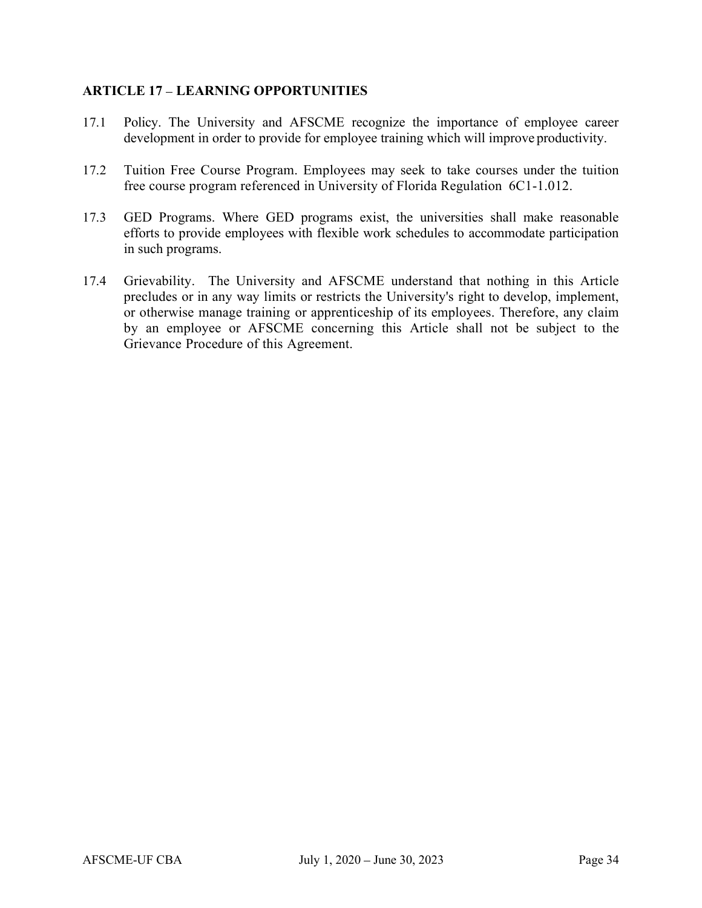## ARTICLE 17 – LEARNING OPPORTUNITIES

17.1 Policy. The University and AFSCME recognize the importance of employee career development in order to provide for employee training which will improve productivity.

17.2 Tuition Free Course Program. Employees may seek to take courses under the tuition free course program referenced in University of Florida Regulation 6C1-1.012.

17.3 GED Programs. Where GED programs exist, the universities shall make reasonable efforts to provide employees with flexible work schedules to accommodate participation in such programs.

17.4 Grievability. The University and AFSCME understand that nothing in this Article precludes or in any way limits or restricts the University's right to develop, implement, or otherwise manage training or apprenticeship of its employees. Therefore, any claim by an employee or AFSCME concerning this Article shall not be subject to the Grievance Procedure of this Agreement.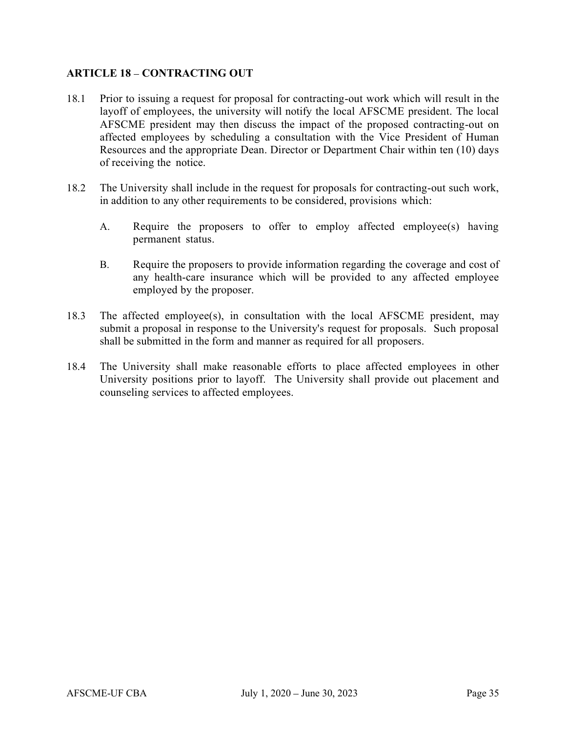## ARTICLE 18 – CONTRACTING OUT

18.1 Prior to issuing a request for proposal for contracting-out work which will result in the layoff of employees, the university will notify the local AFSCME president. The local AFSCME president may then discuss the impact of the proposed contracting-out on affected employees by scheduling a consultation with the Vice President of Human Resources and the appropriate Dean. Director or Department Chair within ten (10) days of receiving the notice.

18.2 The University shall include in the request for proposals for contracting-out such work, in addition to any other requirements to be considered, provisions which:

A. Require the proposers to offer to employ affected employee(s) having permanent status.

B. Require the proposers to provide information regarding the coverage and cost of any health-care insurance which will be provided to any affected employee employed by the proposer.

18.3 The affected employee(s), in consultation with the local AFSCME president, may submit a proposal in response to the University's request for proposals. Such proposal shall be submitted in the form and manner as required for all proposers.

18.4 The University shall make reasonable efforts to place affected employees in other University positions prior to layoff. The University shall provide out placement and counseling services to affected employees.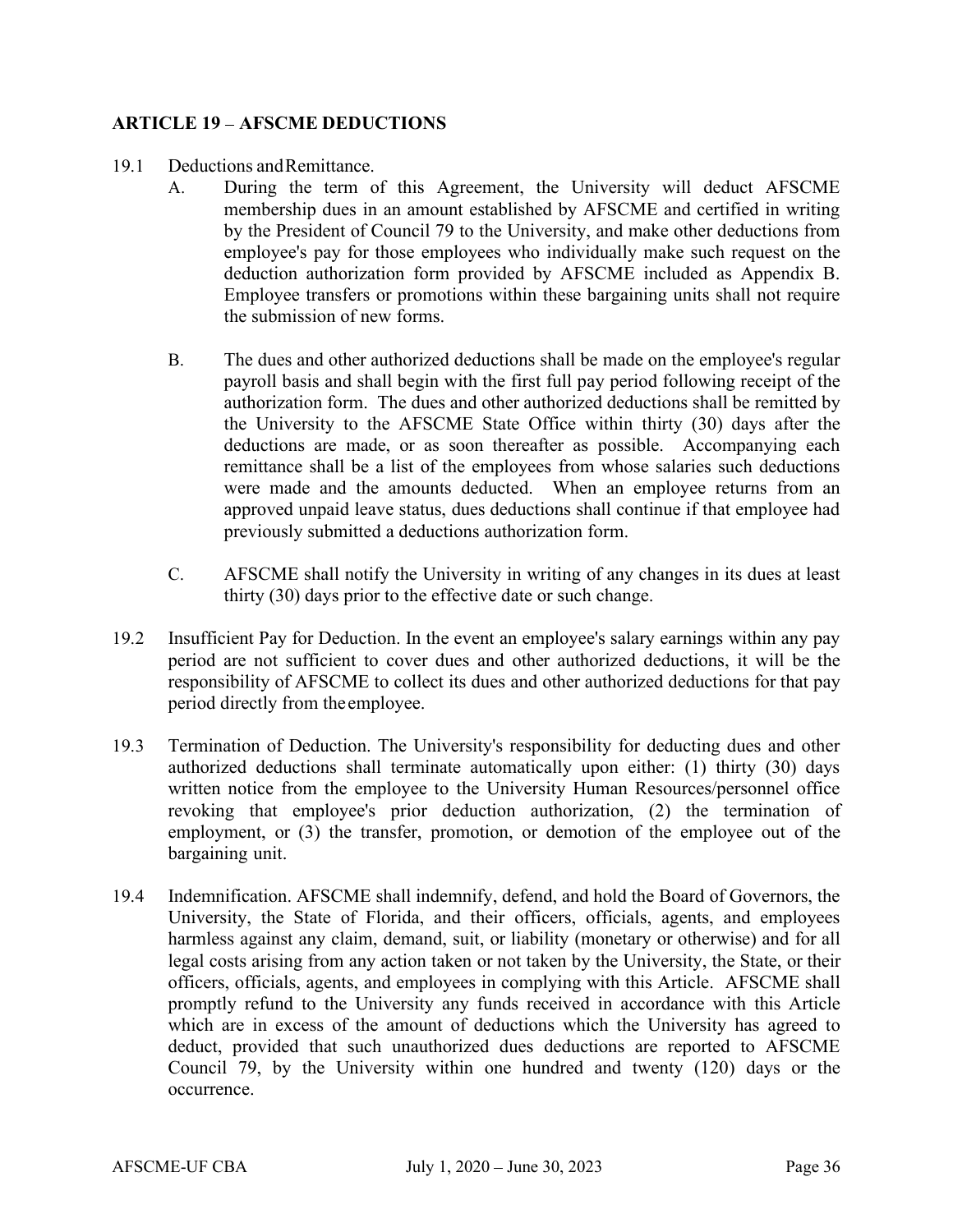## ARTICLE 19 – AFSCME DEDUCTIONS

19.1 Deductions and Remittance.

A. During the term of this Agreement, the University will deduct AFSCME membership dues in an amount established by AFSCME and certified in writing by the President of Council 79 to the University, and make other deductions from employee's pay for those employees who individually make such request on the deduction authorization form provided by AFSCME included as Appendix B. Employee transfers or promotions within these bargaining units shall not require the submission of new forms.

B. The dues and other authorized deductions shall be made on the employee's regular payroll basis and shall begin with the first full pay period following receipt of the authorization form. The dues and other authorized deductions shall be remitted by the University to the AFSCME State Office within thirty (30) days after the deductions are made, or as soon thereafter as possible. Accompanying each remittance shall be a list of the employees from whose salaries such deductions were made and the amounts deducted. When an employee returns from an approved unpaid leave status, dues deductions shall continue if that employee had previously submitted a deductions authorization form.

C. AFSCME shall notify the University in writing of any changes in its dues at least thirty (30) days prior to the effective date or such change.

19.2 Insufficient Pay for Deduction. In the event an employee's salary earnings within any pay period are not sufficient to cover dues and other authorized deductions, it will be the responsibility of AFSCME to collect its dues and other authorized deductions for that pay period directly from the employee.

19.3 Termination of Deduction. The University's responsibility for deducting dues and other authorized deductions shall terminate automatically upon either: (1) thirty (30) days written notice from the employee to the University Human Resources/personnel office revoking that employee's prior deduction authorization, (2) the termination of employment, or (3) the transfer, promotion, or demotion of the employee out of the bargaining unit.

19.4 Indemnification. AFSCME shall indemnify, defend, and hold the Board of Governors, the University, the State of Florida, and their officers, officials, agents, and employees harmless against any claim, demand, suit, or liability (monetary or otherwise) and for all legal costs arising from any action taken or not taken by the University, the State, or their officers, officials, agents, and employees in complying with this Article. AFSCME shall promptly refund to the University any funds received in accordance with this Article which are in excess of the amount of deductions which the University has agreed to deduct, provided that such unauthorized dues deductions are reported to AFSCME Council 79, by the University within one hundred and twenty (120) days or the occurrence.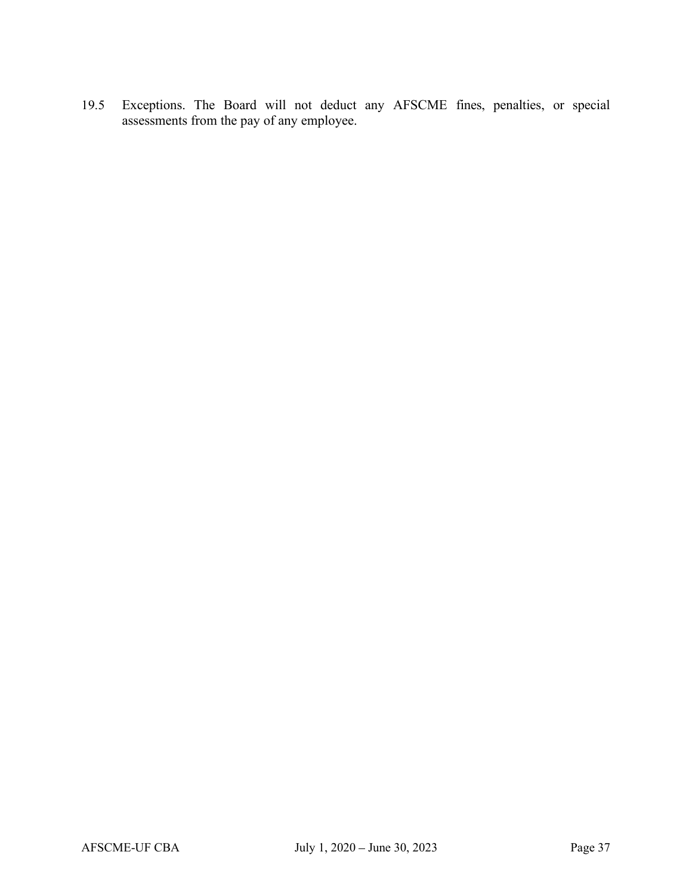19.5 Exceptions. The Board will not deduct any AFSCME fines, penalties, or special assessments from the pay of any employee.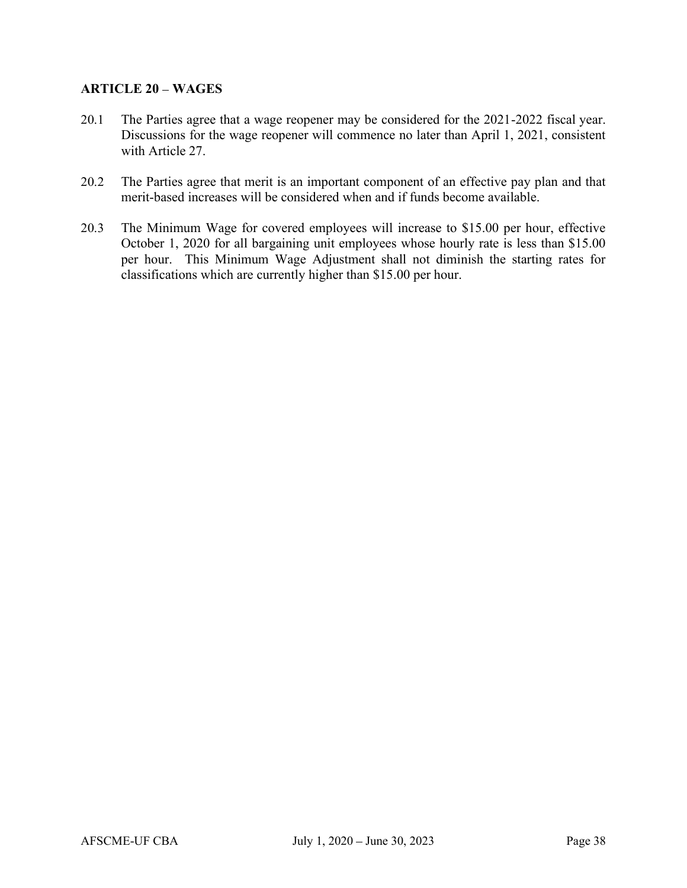## ARTICLE 20 – WAGES

20.1 The Parties agree that a wage reopener may be considered for the 2021-2022 fiscal year. Discussions for the wage reopener will commence no later than April 1, 2021, consistent with Article 27.

20.2 The Parties agree that merit is an important component of an effective pay plan and that merit-based increases will be considered when and if funds become available.

20.3 The Minimum Wage for covered employees will increase to $15.00 per hour, effective October 1, 2020 for all bargaining unit employees whose hourly rate is less than $15.00 per hour. This Minimum Wage Adjustment shall not diminish the starting rates for classifications which are currently higher than $15.00 per hour.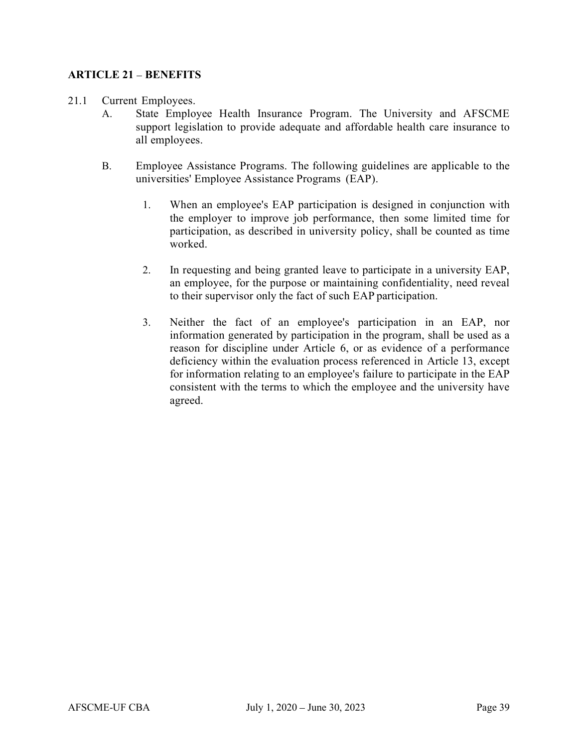## ARTICLE 21 – BENEFITS

21.1 Current Employees.

A. State Employee Health Insurance Program. The University and AFSCME support legislation to provide adequate and affordable health care insurance to all employees.

B. Employee Assistance Programs. The following guidelines are applicable to the universities' Employee Assistance Programs (EAP).

1. When an employee's EAP participation is designed in conjunction with the employer to improve job performance, then some limited time for participation, as described in university policy, shall be counted as time worked.

2. In requesting and being granted leave to participate in a university EAP, an employee, for the purpose or maintaining confidentiality, need reveal to their supervisor only the fact of such EAP participation.

3. Neither the fact of an employee's participation in an EAP, nor information generated by participation in the program, shall be used as a reason for discipline under Article 6, or as evidence of a performance deficiency within the evaluation process referenced in Article 13, except for information relating to an employee's failure to participate in the EAP consistent with the terms to which the employee and the university have agreed.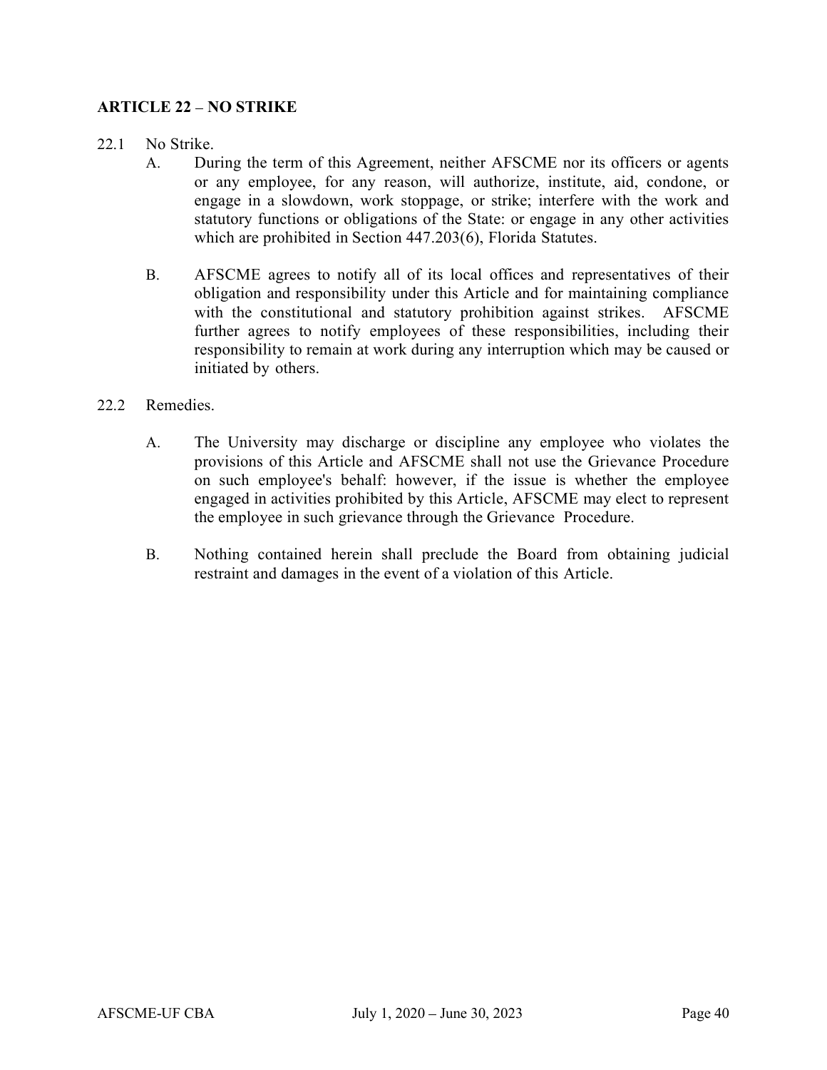## ARTICLE 22 – NO STRIKE

22.1 No Strike.

A. During the term of this Agreement, neither AFSCME nor its officers or agents or any employee, for any reason, will authorize, institute, aid, condone, or engage in a slowdown, work stoppage, or strike; interfere with the work and statutory functions or obligations of the State: or engage in any other activities which are prohibited in Section 447.203(6), Florida Statutes.

B. AFSCME agrees to notify all of its local offices and representatives of their obligation and responsibility under this Article and for maintaining compliance with the constitutional and statutory prohibition against strikes. AFSCME further agrees to notify employees of these responsibilities, including their responsibility to remain at work during any interruption which may be caused or initiated by others.

22.2 Remedies.

A. The University may discharge or discipline any employee who violates the provisions of this Article and AFSCME shall not use the Grievance Procedure on such employee's behalf: however, if the issue is whether the employee engaged in activities prohibited by this Article, AFSCME may elect to represent the employee in such grievance through the Grievance Procedure.

B. Nothing contained herein shall preclude the Board from obtaining judicial restraint and damages in the event of a violation of this Article.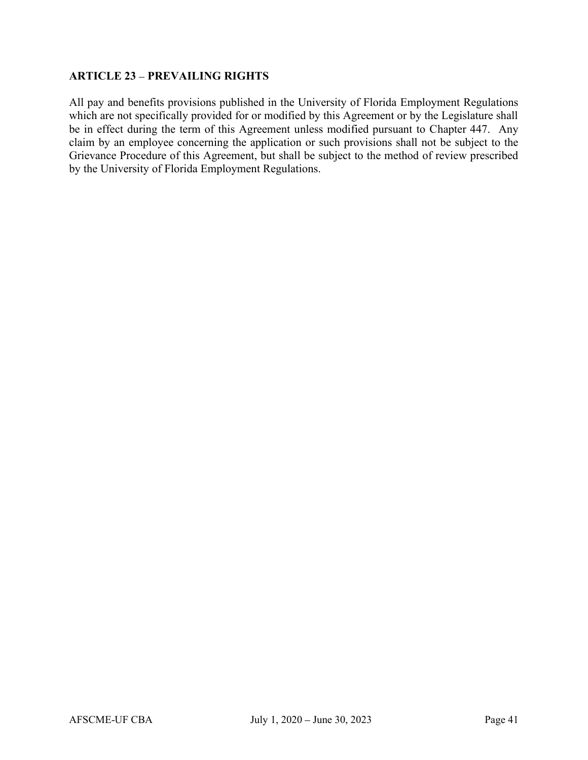## ARTICLE 23 – PREVAILING RIGHTS

All pay and benefits provisions published in the University of Florida Employment Regulations which are not specifically provided for or modified by this Agreement or by the Legislature shall be in effect during the term of this Agreement unless modified pursuant to Chapter 447. Any claim by an employee concerning the application or such provisions shall not be subject to the Grievance Procedure of this Agreement, but shall be subject to the method of review prescribed by the University of Florida Employment Regulations.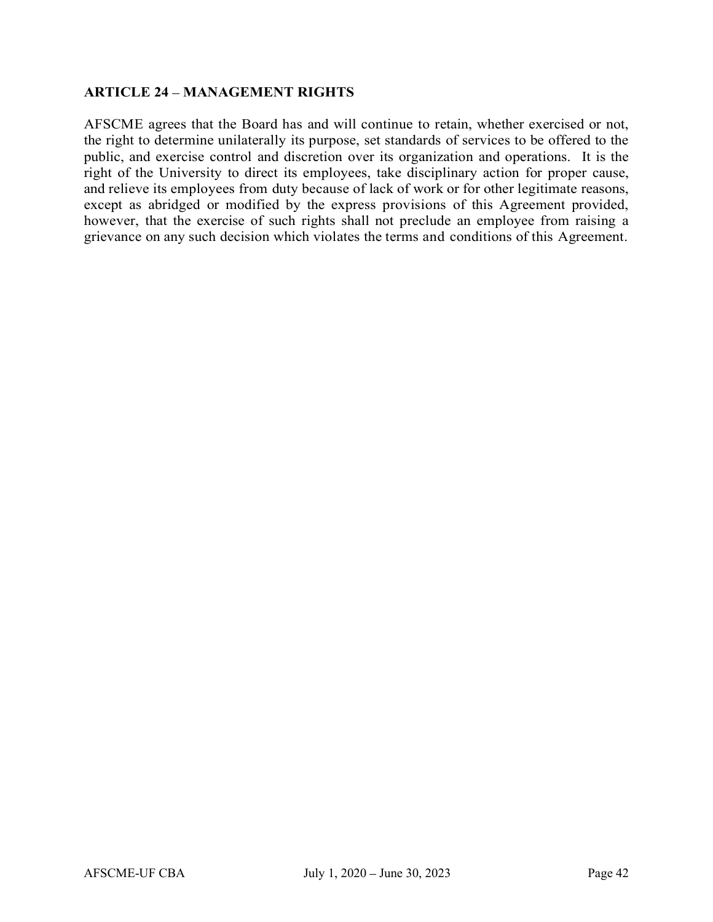## ARTICLE 24 – MANAGEMENT RIGHTS

AFSCME agrees that the Board has and will continue to retain, whether exercised or not, the right to determine unilaterally its purpose, set standards of services to be offered to the public, and exercise control and discretion over its organization and operations. It is the right of the University to direct its employees, take disciplinary action for proper cause, and relieve its employees from duty because of lack of work or for other legitimate reasons, except as abridged or modified by the express provisions of this Agreement provided, however, that the exercise of such rights shall not preclude an employee from raising a grievance on any such decision which violates the terms and conditions of this Agreement.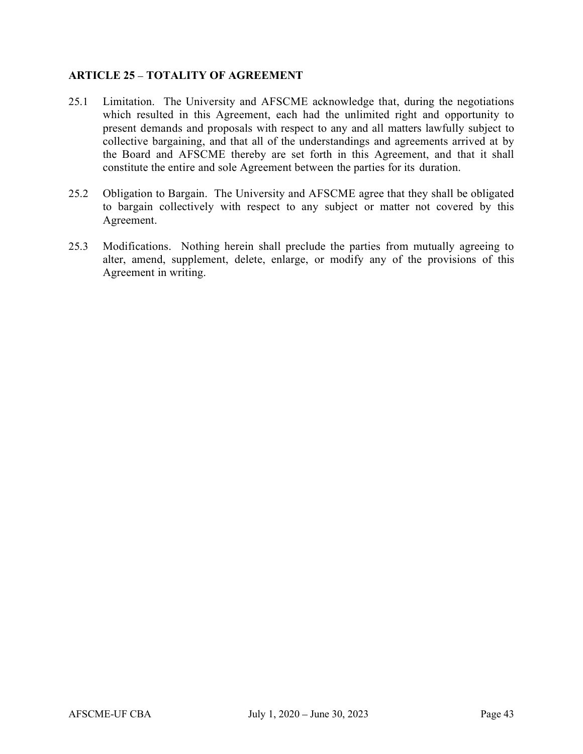### ARTICLE 25 – TOTALITY OF AGREEMENT

25.1 Limitation. The University and AFSCME acknowledge that, during the negotiations which resulted in this Agreement, each had the unlimited right and opportunity to present demands and proposals with respect to any and all matters lawfully subject to collective bargaining, and that all of the understandings and agreements arrived at by the Board and AFSCME thereby are set forth in this Agreement, and that it shall constitute the entire and sole Agreement between the parties for its duration.

25.2 Obligation to Bargain. The University and AFSCME agree that they shall be obligated to bargain collectively with respect to any subject or matter not covered by this Agreement.

25.3 Modifications. Nothing herein shall preclude the parties from mutually agreeing to alter, amend, supplement, delete, enlarge, or modify any of the provisions of this Agreement in writing.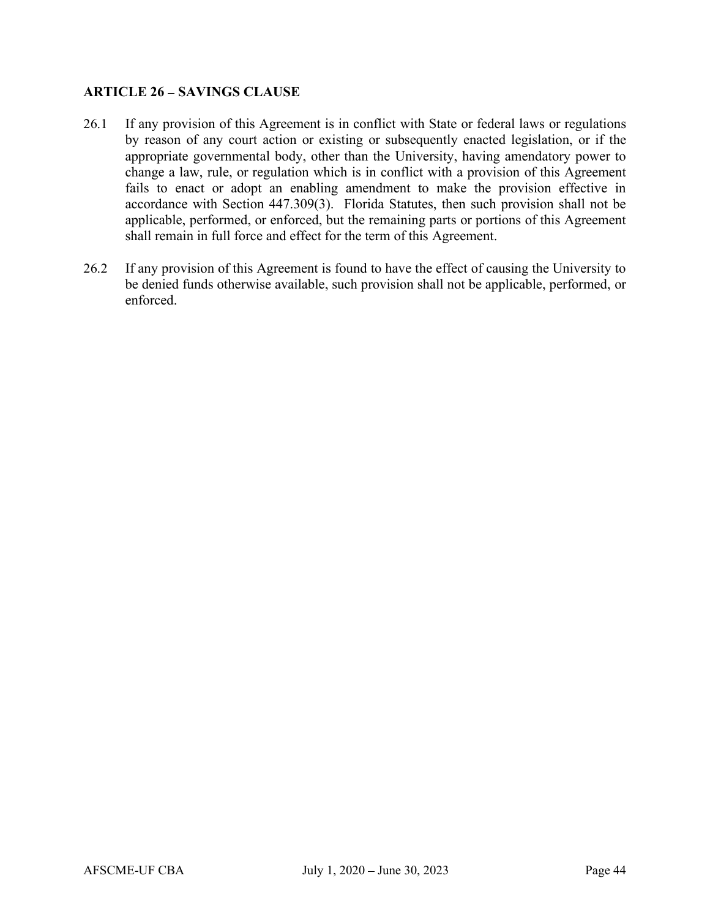## ARTICLE 26 – SAVINGS CLAUSE

26.1 If any provision of this Agreement is in conflict with State or federal laws or regulations by reason of any court action or existing or subsequently enacted legislation, or if the appropriate governmental body, other than the University, having amendatory power to change a law, rule, or regulation which is in conflict with a provision of this Agreement fails to enact or adopt an enabling amendment to make the provision effective in accordance with Section 447.309(3). Florida Statutes, then such provision shall not be applicable, performed, or enforced, but the remaining parts or portions of this Agreement shall remain in full force and effect for the term of this Agreement.

26.2 If any provision of this Agreement is found to have the effect of causing the University to be denied funds otherwise available, such provision shall not be applicable, performed, or enforced.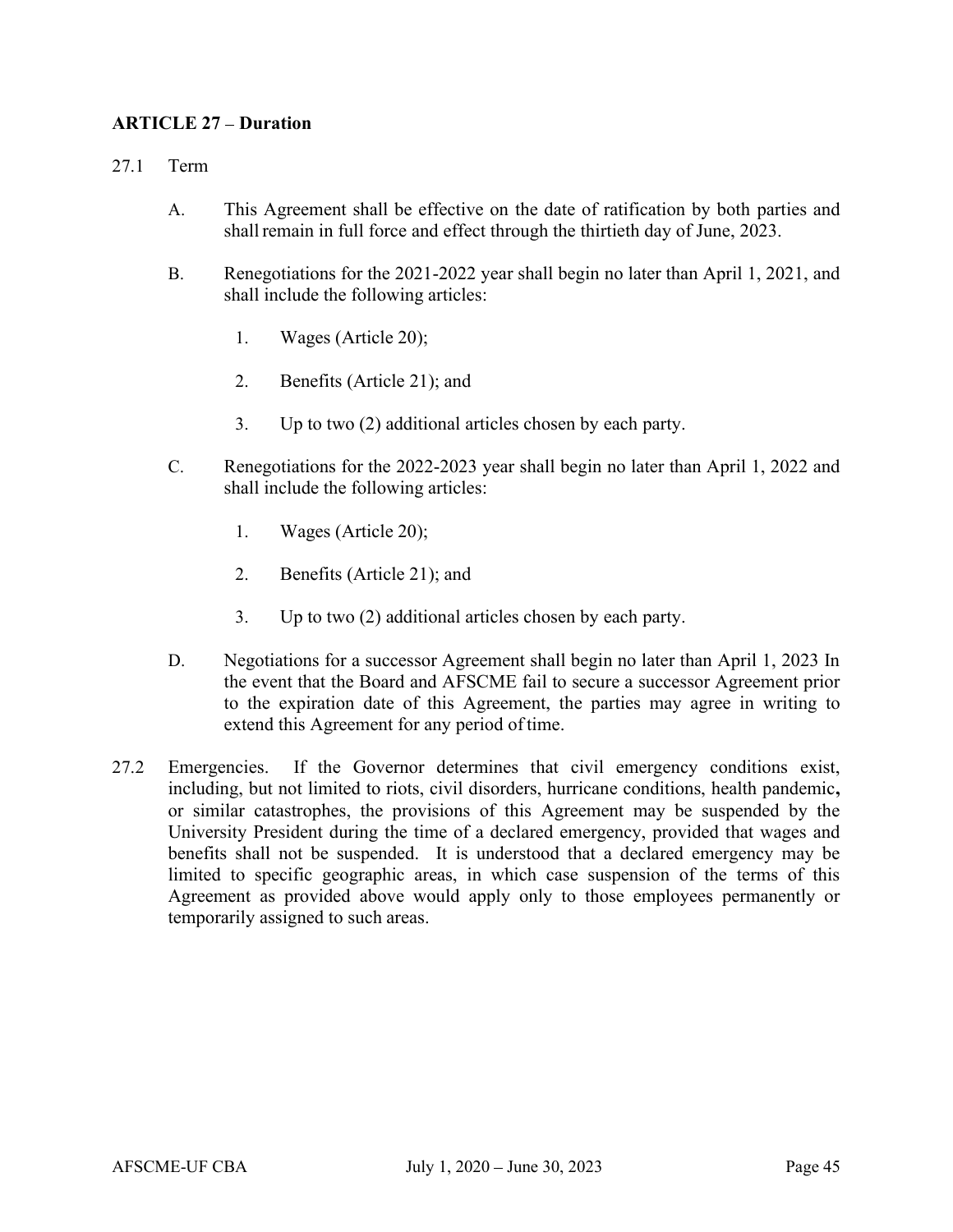**ARTICLE 27 – Duration**

27.1 Term

A. This Agreement shall be effective on the date of ratification by both parties and shall remain in full force and effect through the thirtieth day of June, 2023.

B. Renegotiations for the 2021-2022 year shall begin no later than April 1, 2021, and shall include the following articles:

1. Wages (Article 20);
2. Benefits (Article 21); and
3. Up to two (2) additional articles chosen by each party.

C. Renegotiations for the 2022-2023 year shall begin no later than April 1, 2022 and shall include the following articles:

1. Wages (Article 20);
2. Benefits (Article 21); and
3. Up to two (2) additional articles chosen by each party.

D. Negotiations for a successor Agreement shall begin no later than April 1, 2023 In the event that the Board and AFSCME fail to secure a successor Agreement prior to the expiration date of this Agreement, the parties may agree in writing to extend this Agreement for any period of time.

27.2 Emergencies. If the Governor determines that civil emergency conditions exist, including, but not limited to riots, civil disorders, hurricane conditions, health pandemic**,** or similar catastrophes, the provisions of this Agreement may be suspended by the University President during the time of a declared emergency, provided that wages and benefits shall not be suspended. It is understood that a declared emergency may be limited to specific geographic areas, in which case suspension of the terms of this Agreement as provided above would apply only to those employees permanently or temporarily assigned to such areas.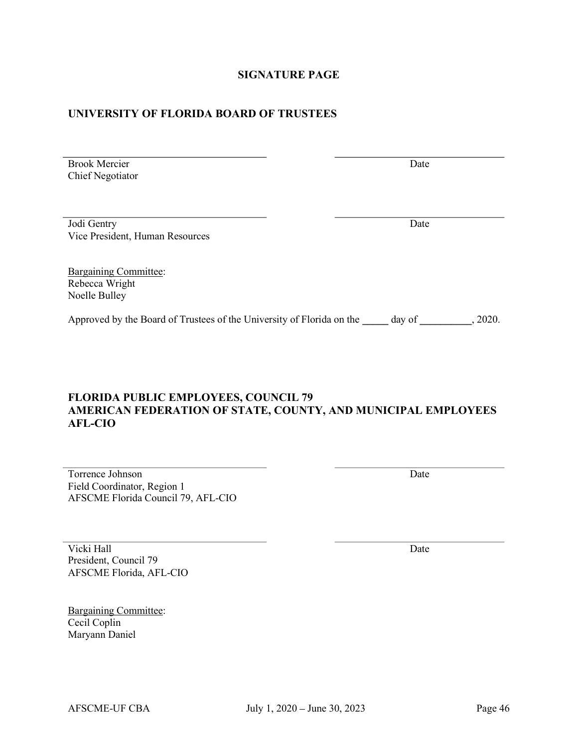## SIGNATURE PAGE

### UNIVERSITY OF FLORIDA BOARD OF TRUSTEES

| | |
|---|---|
| Brook Mercier<br>Chief Negotiator | Date |
| Jodi Gentry<br>Vice President, Human Resources | Date |

Bargaining Committee:
Rebecca Wright
Noelle Bulley

Approved by the Board of Trustees of the University of Florida on the _____ day of __________, 2020.

### FLORIDA PUBLIC EMPLOYEES, COUNCIL 79
### AMERICAN FEDERATION OF STATE, COUNTY, AND MUNICIPAL EMPLOYEES
### AFL-CIO

| | |
|---|---|
| Torrence Johnson<br>Field Coordinator, Region 1<br>AFSCME Florida Council 79, AFL-CIO | Date |
| Vicki Hall<br>President, Council 79<br>AFSCME Florida, AFL-CIO | Date |

Bargaining Committee:
Cecil Coplin
Maryann Daniel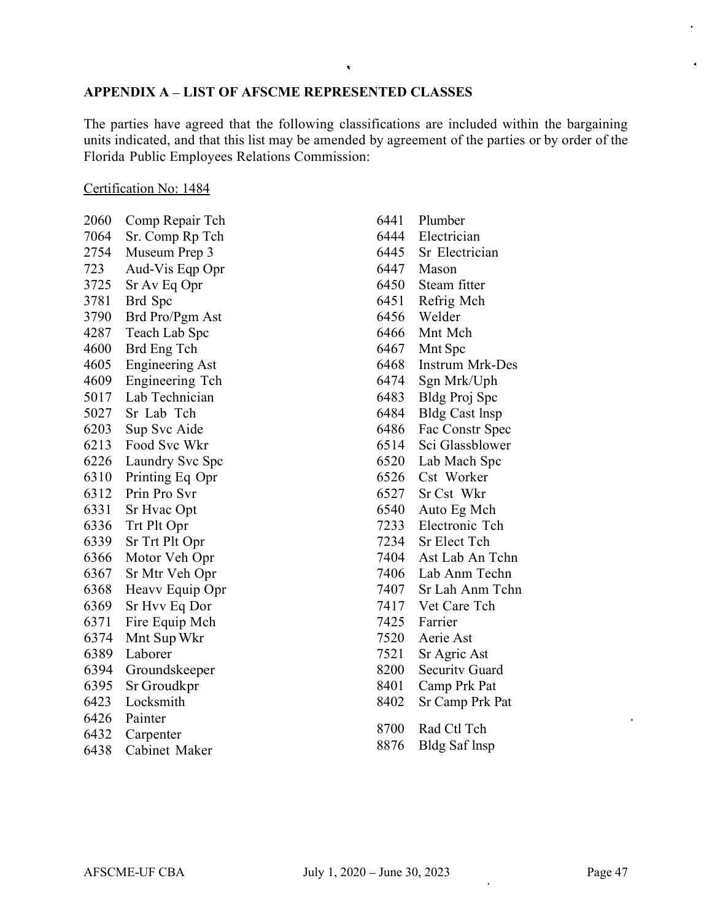## APPENDIX A – LIST OF AFSCME REPRESENTED CLASSES

The parties have agreed that the following classifications are included within the bargaining units indicated, and that this list may be amended by agreement of the parties or by order of the Florida Public Employees Relations Commission:

Certification No: 1484

2060 Comp Repair Tch
7064 Sr. Comp Rp Tch
2754 Museum Prep 3
723 Aud-Vis Eqp Opr
3725 Sr Av Eq Opr
3781 Brd Spc
3790 Brd Pro/Pgm Ast
4287 Teach Lab Spc
4600 Brd Eng Tch
4605 Engineering Ast
4609 Engineering Tch
5017 Lab Technician
5027 Sr Lab Tch
6203 Sup Svc Aide
6213 Food Svc Wkr
6226 Laundry Svc Spc
6310 Printing Eq Opr
6312 Prin Pro Svr
6331 Sr Hvac Opt
6336 Trt Plt Opr
6339 Sr Trt Plt Opr
6366 Motor Veh Opr
6367 Sr Mtr Veh Opr
6368 Heavv Equip Opr
6369 Sr Hvv Eq Dor
6371 Fire Equip Mch
6374 Mnt Sup Wkr
6389 Laborer
6394 Groundskeeper
6395 Sr Groudkpr
6423 Locksmith
6426 Painter
6432 Carpenter
6438 Cabinet Maker
6441 Plumber
6444 Electrician
6445 Sr Electrician
6447 Mason
6450 Steam fitter
6451 Refrig Mch
6456 Welder
6466 Mnt Mch
6467 Mnt Spc
6468 Instrum Mrk-Des
6474 Sgn Mrk/Uph
6483 Bldg Proj Spc
6484 Bldg Cast lnsp
6486 Fac Constr Spec
6514 Sci Glassblower
6520 Lab Mach Spc
6526 Cst Worker
6527 Sr Cst Wkr
6540 Auto Eg Mch
7233 Electronic Tch
7234 Sr Elect Tch
7404 Ast Lab An Tchn
7406 Lab Anm Techn
7407 Sr Lah Anm Tchn
7417 Vet Care Tch
7425 Farrier
7520 Aerie Ast
7521 Sr Agric Ast
8200 Securitv Guard
8401 Camp Prk Pat
8402 Sr Camp Prk Pat
8700 Rad Ctl Tch
8876 Bldg Saf lnsp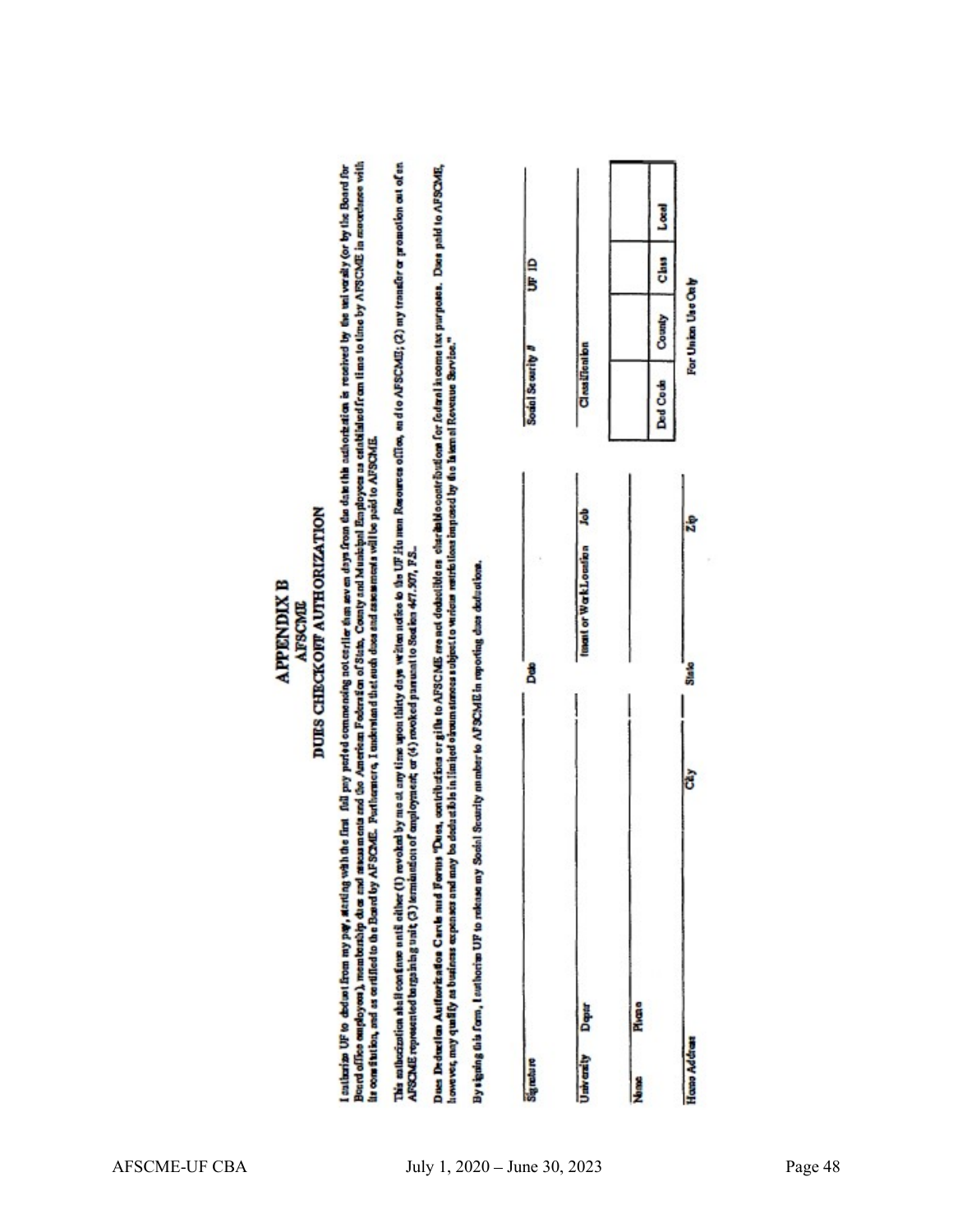# APPENDIX B
## AFSCME
## DUES CHECKOFF AUTHORIZATION

I authorize UF to deduct from my pay, starting with the first full pay period commencing not earlier than seven days from the date this authorization is received by the university (or by the Board for Board office employees), membership dues and assessments and the American Federation of State, County and Municipal Employees as established from time to time by AFSCME in accordance with its constitution, and as certified to the Board by AFSCME. Furthermore, I understand that such dues and assessments will be paid to AFSCME.

This authorization shall continue until either (1) revoked by me at any time upon thirty days written notice to the UF Human Resources office, and to AFSCME; (2) my transfer or promotion out of an AFSCME represented bargaining unit; (3) termination of employment; or (4) revoked pursuant to Section 447.507, F.S.

Dues Deduction Authorization Cards and Forms "Dues, contributions or gifts to AFSCME are not deductible as charitable contributions for federal income tax purposes. Dues paid to AFSCME, however, may qualify as business expenses and may be deductible in limited circumstances subject to various restrictions imposed by the Internal Revenue Service."

By signing this form, I authorize UF to release my Social Security number to AFSCME in reporting dues deductions.

| | | |
|---|---|---|
| Signature | Date | Social Security # UF ID |
| University Dept | Imant or Work Location Job | Classification |
| Name Phone | | |
| Home Address City | State Zip | |

| | | | |
|---|---|---|---|
| | | | |
| Ded Code | County | Class | Local |

For Union Use Only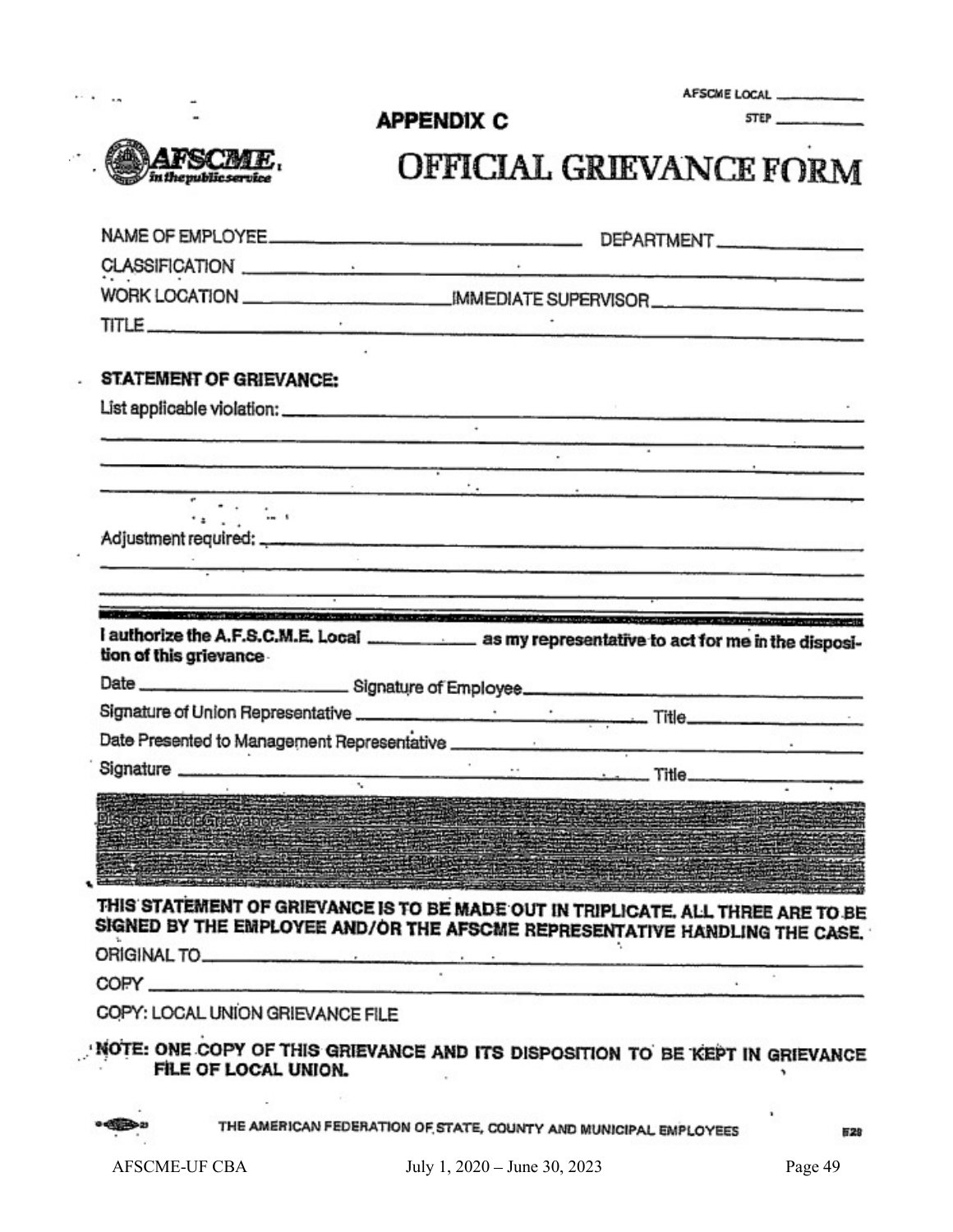AFSCME LOCAL ____________

STEP ____________

## APPENDIX C

# OFFICIAL GRIEVANCE FORM

NAME OF EMPLOYEE ______________________ DEPARTMENT ______________

CLASSIFICATION ______________________________________________

WORK LOCATION ________________ IMMEDIATE SUPERVISOR ______________

TITLE ______________________________________________________

**STATEMENT OF GRIEVANCE:**

List applicable violation: ___________________________________________

____________________________________________________________

____________________________________________________________

____________________________________________________________

Adjustment required: _______________________________________________

____________________________________________________________

____________________________________________________________

**I authorize the A.F.S.C.M.E. Local ____________ as my representative to act for me in the disposition of this grievance**

Date ________________ Signature of Employee ___________________________

Signature of Union Representative ________________________ Title ____________

Date Presented to Management Representative ___________________________

Signature ______________________________________ Title ____________

Disposition of Grievance: ____________________________________________

**THIS STATEMENT OF GRIEVANCE IS TO BE MADE OUT IN TRIPLICATE. ALL THREE ARE TO BE SIGNED BY THE EMPLOYEE AND/OR THE AFSCME REPRESENTATIVE HANDLING THE CASE.**

ORIGINAL TO ___________________________________________________

COPY _________________________________________________________

COPY: LOCAL UNION GRIEVANCE FILE

**NOTE: ONE COPY OF THIS GRIEVANCE AND ITS DISPOSITION TO BE KEPT IN GRIEVANCE FILE OF LOCAL UNION.**

THE AMERICAN FEDERATION OF STATE, COUNTY AND MUNICIPAL EMPLOYEES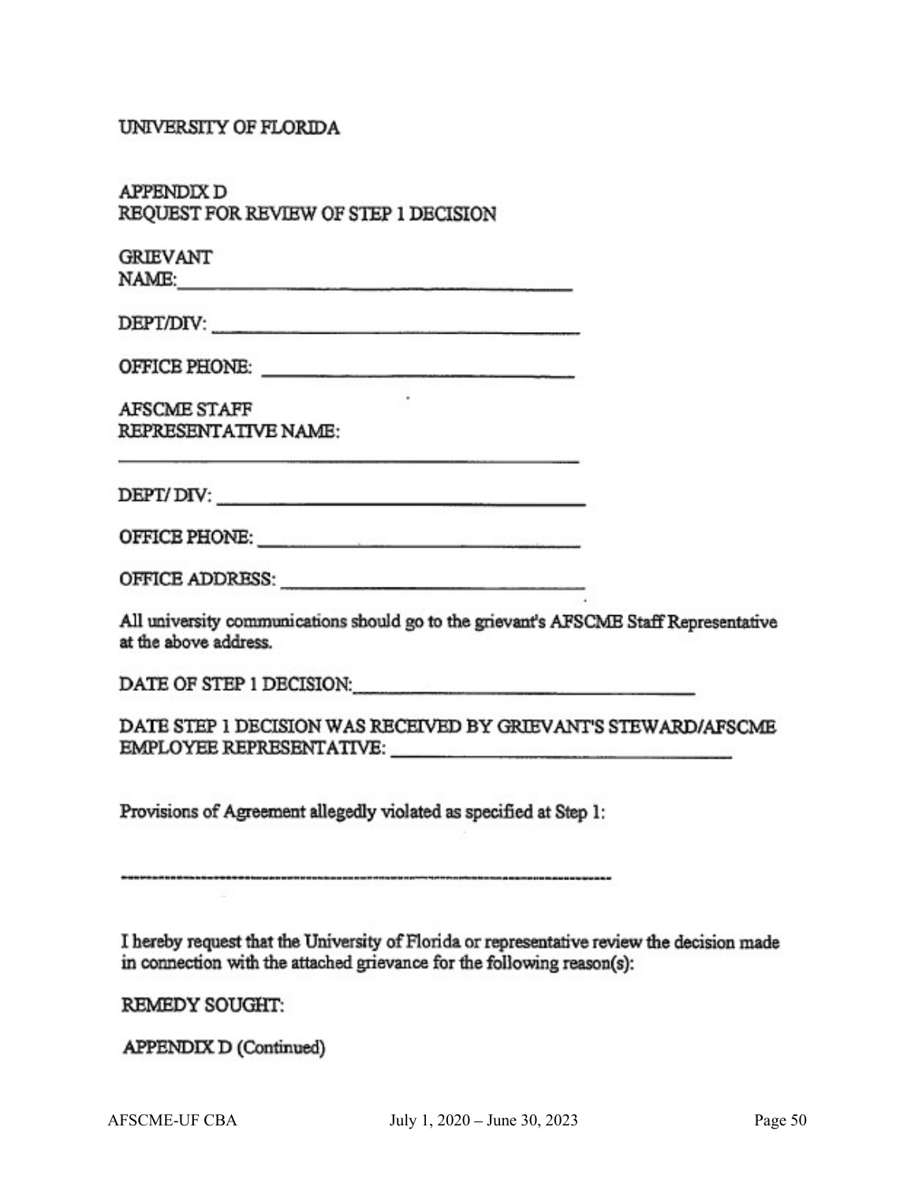UNIVERSITY OF FLORIDA

APPENDIX D
REQUEST FOR REVIEW OF STEP 1 DECISION

GRIEVANT
NAME: ______________________________________

DEPT/DIV: ______________________________________

OFFICE PHONE: ______________________________________

AFSCME STAFF
REPRESENTATIVE NAME:

______________________________________

DEPT/ DIV: ______________________________________

OFFICE PHONE: ______________________________________

OFFICE ADDRESS: ______________________________________

All university communications should go to the grievant's AFSCME Staff Representative at the above address.

DATE OF STEP 1 DECISION: ______________________________________

DATE STEP 1 DECISION WAS RECEIVED BY GRIEVANT'S STEWARD/AFSCME EMPLOYEE REPRESENTATIVE: ______________________________________

Provisions of Agreement allegedly violated as specified at Step 1:

------------------------------------------------------------------------------------------

I hereby request that the University of Florida or representative review the decision made in connection with the attached grievance for the following reason(s):

REMEDY SOUGHT:

APPENDIX D (Continued)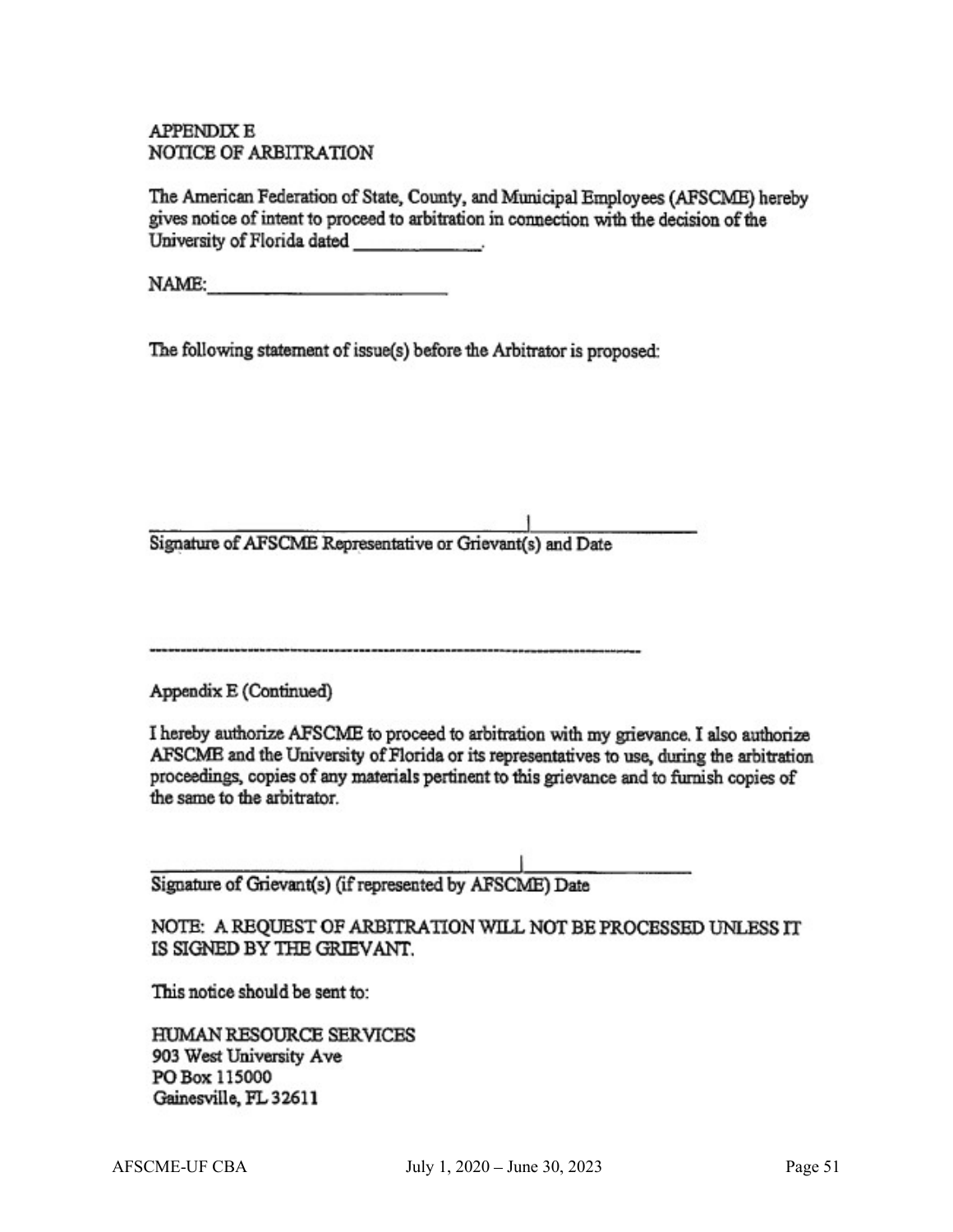APPENDIX E
NOTICE OF ARBITRATION

The American Federation of State, County, and Municipal Employees (AFSCME) hereby gives notice of intent to proceed to arbitration in connection with the decision of the University of Florida dated _____________.

NAME: ________________________

The following statement of issue(s) before the Arbitrator is proposed:

_______________________________________|__________________
Signature of AFSCME Representative or Grievant(s) and Date

-------------------------------------------------------------------------------

Appendix E (Continued)

I hereby authorize AFSCME to proceed to arbitration with my grievance. I also authorize AFSCME and the University of Florida or its representatives to use, during the arbitration proceedings, copies of any materials pertinent to this grievance and to furnish copies of the same to the arbitrator.

_______________________________________|__________________
Signature of Grievant(s) (if represented by AFSCME) Date

NOTE: A REQUEST OF ARBITRATION WILL NOT BE PROCESSED UNLESS IT IS SIGNED BY THE GRIEVANT.

This notice should be sent to:

HUMAN RESOURCE SERVICES
903 West University Ave
PO Box 115000
Gainesville, FL 32611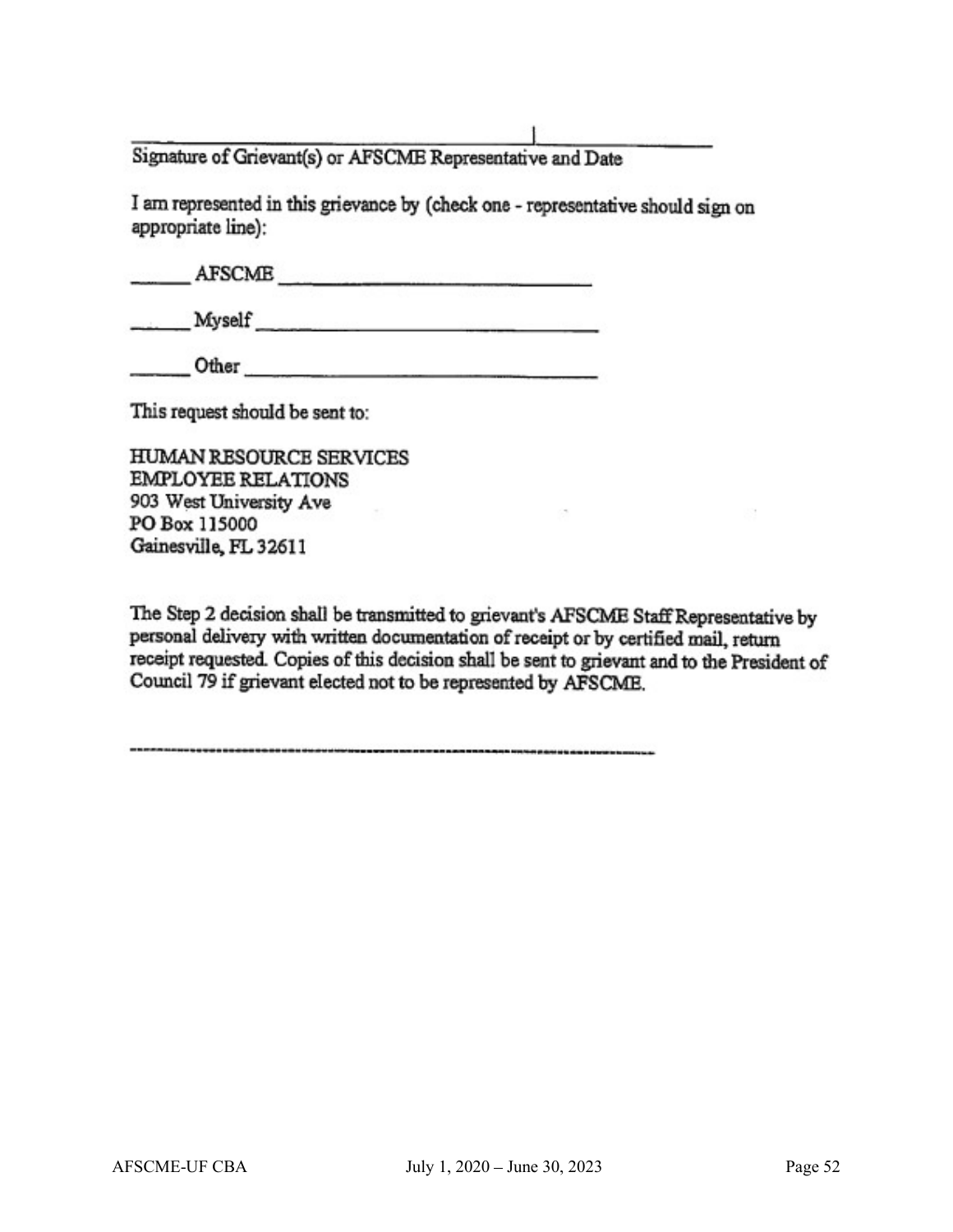\_\_\_\_\_\_\_\_\_\_\_\_\_\_\_\_\_\_\_\_\_\_\_\_\_\_\_\_\_\_\_\_\_\_\_\_\_\_\_\_\_\_\_\_ | \_\_\_\_\_\_\_\_\_\_\_\_\_\_\_\_\_\_\_\_

Signature of Grievant(s) or AFSCME Representative and Date

I am represented in this grievance by (check one - representative should sign on appropriate line):

\_\_\_\_\_\_ AFSCME \_\_\_\_\_\_\_\_\_\_\_\_\_\_\_\_\_\_\_\_\_\_\_\_\_\_\_\_\_\_

\_\_\_\_\_\_ Myself \_\_\_\_\_\_\_\_\_\_\_\_\_\_\_\_\_\_\_\_\_\_\_\_\_\_\_\_\_\_\_

\_\_\_\_\_\_ Other \_\_\_\_\_\_\_\_\_\_\_\_\_\_\_\_\_\_\_\_\_\_\_\_\_\_\_\_\_\_\_\_

This request should be sent to:

HUMAN RESOURCE SERVICES
EMPLOYEE RELATIONS
903 West University Ave
PO Box 115000
Gainesville, FL 32611

The Step 2 decision shall be transmitted to grievant's AFSCME Staff Representative by personal delivery with written documentation of receipt or by certified mail, return receipt requested. Copies of this decision shall be sent to grievant and to the President of Council 79 if grievant elected not to be represented by AFSCME.

---